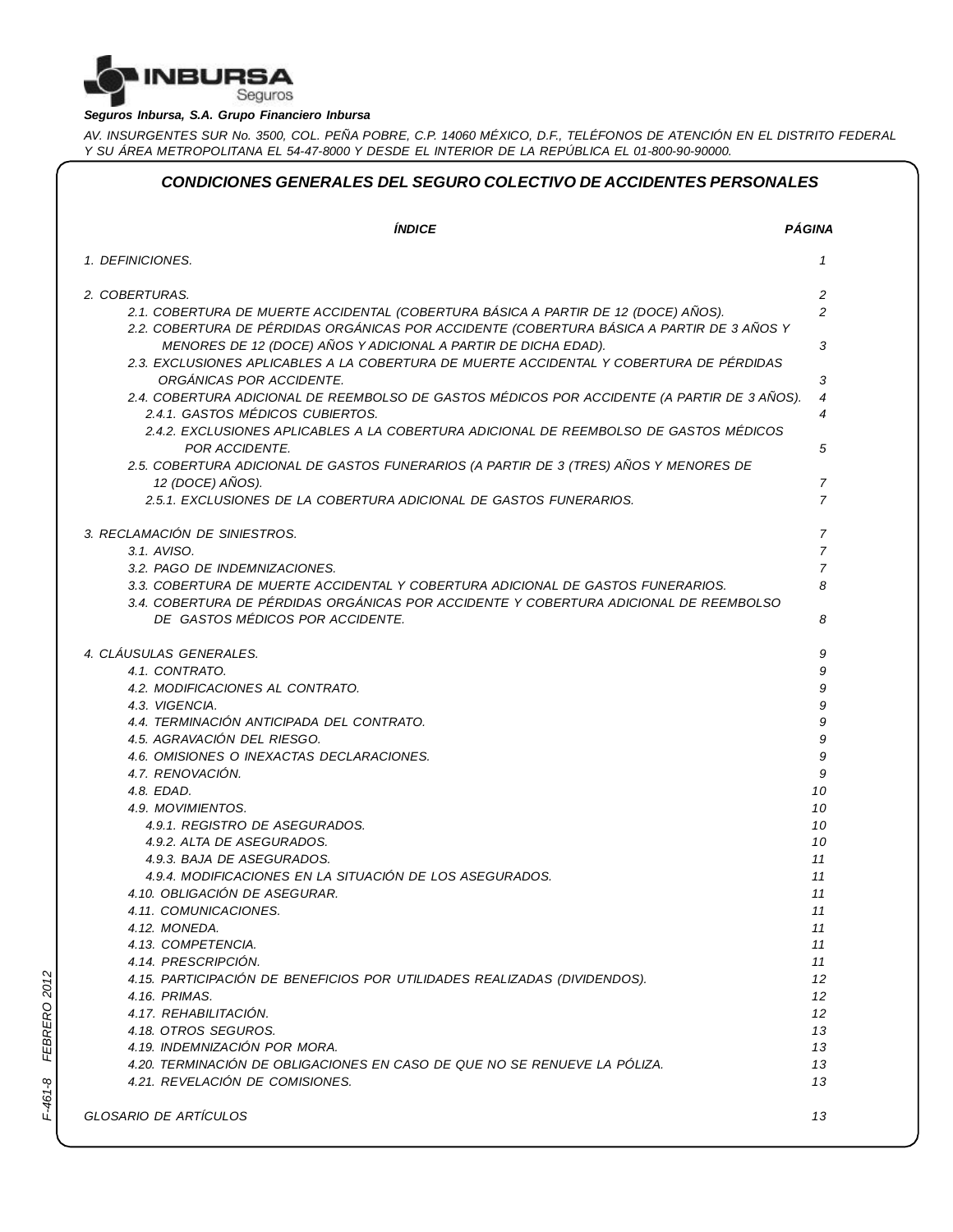**Seguros Inbursa, S.A. Grupo Financiero Inbursa**

*AV. INSURGENTES SUR No. 3500, COL. PEÑA POBRE, C.P. 14060 MÉXICO, D.F., TELÉFONOS DE ATENCIÓN EN EL DISTRITO FEDERAL Y SU ÁREA METROPOLITANA EL 54-47-8000 Y DESDE EL INTERIOR DE LA REPÚBLICA EL 01-800-90-90000.*

# CONDICIONES GENERALES DEL SEGURO COLECTIVO DE ACCIDENTES PERSONALES

| ÍNDICE | PÁGINA |
|---|---|
| 1. DEFINICIONES. | 1 |
| 2. COBERTURAS. | 2 |
| 2.1. COBERTURA DE MUERTE ACCIDENTAL (COBERTURA BÁSICA A PARTIR DE 12 (DOCE) AÑOS). | 2 |
| 2.2. COBERTURA DE PÉRDIDAS ORGÁNICAS POR ACCIDENTE (COBERTURA BÁSICA A PARTIR DE 3 AÑOS Y MENORES DE 12 (DOCE) AÑOS Y ADICIONAL A PARTIR DE DICHA EDAD). | 3 |
| 2.3. EXCLUSIONES APLICABLES A LA COBERTURA DE MUERTE ACCIDENTAL Y COBERTURA DE PÉRDIDAS ORGÁNICAS POR ACCIDENTE. | 3 |
| 2.4. COBERTURA ADICIONAL DE REEMBOLSO DE GASTOS MÉDICOS POR ACCIDENTE (A PARTIR DE 3 AÑOS). | 4 |
| 2.4.1. GASTOS MÉDICOS CUBIERTOS. | 4 |
| 2.4.2. EXCLUSIONES APLICABLES A LA COBERTURA ADICIONAL DE REEMBOLSO DE GASTOS MÉDICOS POR ACCIDENTE. | 5 |
| 2.5. COBERTURA ADICIONAL DE GASTOS FUNERARIOS (A PARTIR DE 3 (TRES) AÑOS Y MENORES DE 12 (DOCE) AÑOS). | 7 |
| 2.5.1. EXCLUSIONES DE LA COBERTURA ADICIONAL DE GASTOS FUNERARIOS. | 7 |
| 3. RECLAMACIÓN DE SINIESTROS. | 7 |
| 3.1. AVISO. | 7 |
| 3.2. PAGO DE INDEMNIZACIONES. | 7 |
| 3.3. COBERTURA DE MUERTE ACCIDENTAL Y COBERTURA ADICIONAL DE GASTOS FUNERARIOS. | 8 |
| 3.4. COBERTURA DE PÉRDIDAS ORGÁNICAS POR ACCIDENTE Y COBERTURA ADICIONAL DE REEMBOLSO DE GASTOS MÉDICOS POR ACCIDENTE. | 8 |
| 4. CLÁUSULAS GENERALES. | 9 |
| 4.1. CONTRATO. | 9 |
| 4.2. MODIFICACIONES AL CONTRATO. | 9 |
| 4.3. VIGENCIA. | 9 |
| 4.4. TERMINACIÓN ANTICIPADA DEL CONTRATO. | 9 |
| 4.5. AGRAVACIÓN DEL RIESGO. | 9 |
| 4.6. OMISIONES O INEXACTAS DECLARACIONES. | 9 |
| 4.7. RENOVACIÓN. | 9 |
| 4.8. EDAD. | 10 |
| 4.9. MOVIMIENTOS. | 10 |
| 4.9.1. REGISTRO DE ASEGURADOS. | 10 |
| 4.9.2. ALTA DE ASEGURADOS. | 10 |
| 4.9.3. BAJA DE ASEGURADOS. | 11 |
| 4.9.4. MODIFICACIONES EN LA SITUACIÓN DE LOS ASEGURADOS. | 11 |
| 4.10. OBLIGACIÓN DE ASEGURAR. | 11 |
| 4.11. COMUNICACIONES. | 11 |
| 4.12. MONEDA. | 11 |
| 4.13. COMPETENCIA. | 11 |
| 4.14. PRESCRIPCIÓN. | 11 |
| 4.15. PARTICIPACIÓN DE BENEFICIOS POR UTILIDADES REALIZADAS (DIVIDENDOS). | 12 |
| 4.16. PRIMAS. | 12 |
| 4.17. REHABILITACIÓN. | 12 |
| 4.18. OTROS SEGUROS. | 13 |
| 4.19. INDEMNIZACIÓN POR MORA. | 13 |
| 4.20. TERMINACIÓN DE OBLIGACIONES EN CASO DE QUE NO SE RENUEVE LA PÓLIZA. | 13 |
| 4.21. REVELACIÓN DE COMISIONES. | 13 |
| GLOSARIO DE ARTÍCULOS | 13 |

F-461-8 FEBRERO 2012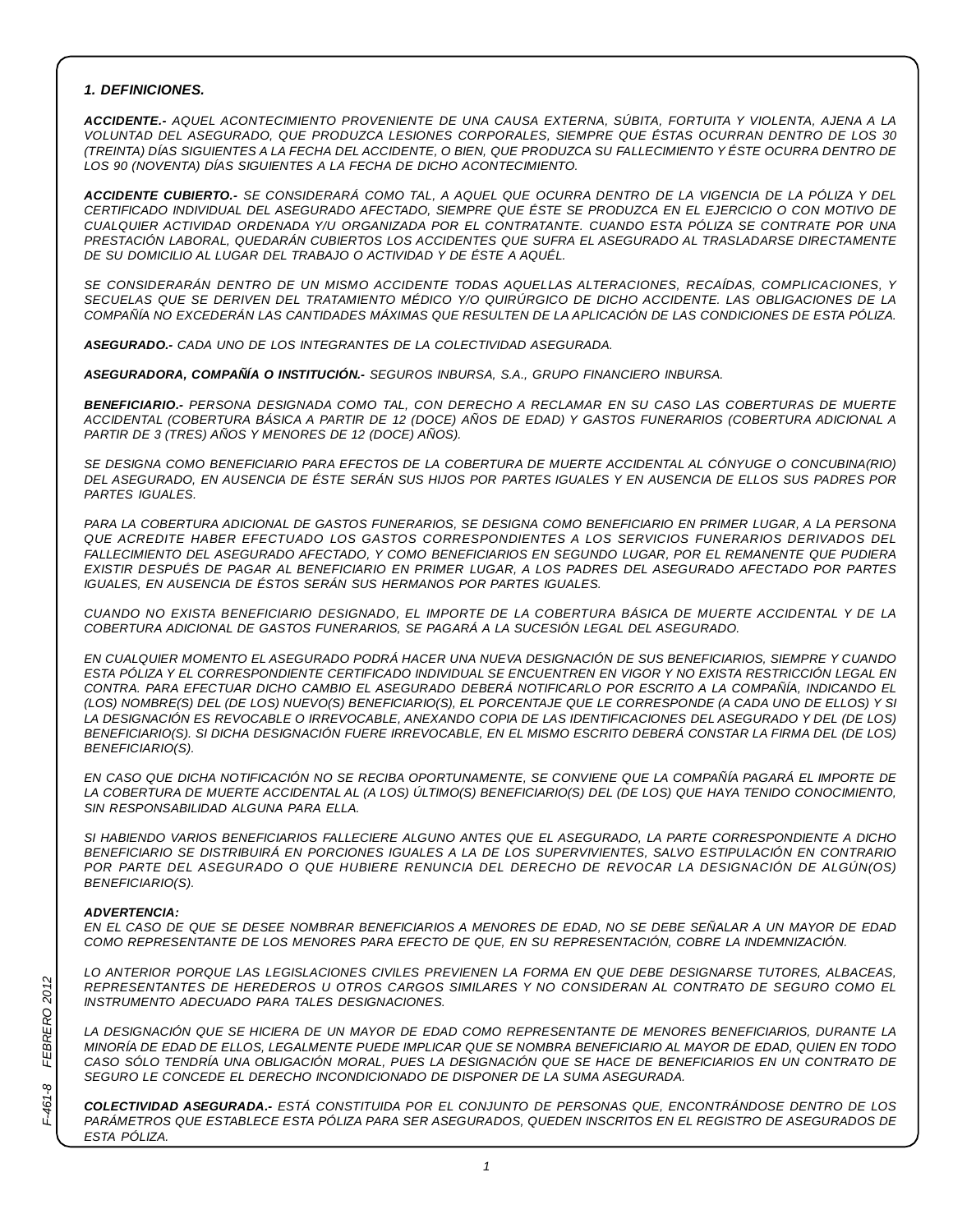### *1. DEFINICIONES.*

***ACCIDENTE.-*** *AQUEL ACONTECIMIENTO PROVENIENTE DE UNA CAUSA EXTERNA, SÚBITA, FORTUITA Y VIOLENTA, AJENA A LA VOLUNTAD DEL ASEGURADO, QUE PRODUZCA LESIONES CORPORALES, SIEMPRE QUE ÉSTAS OCURRAN DENTRO DE LOS 30 (TREINTA) DÍAS SIGUIENTES A LA FECHA DEL ACCIDENTE, O BIEN, QUE PRODUZCA SU FALLECIMIENTO Y ÉSTE OCURRA DENTRO DE LOS 90 (NOVENTA) DÍAS SIGUIENTES A LA FECHA DE DICHO ACONTECIMIENTO.*

***ACCIDENTE CUBIERTO.-*** *SE CONSIDERARÁ COMO TAL, A AQUEL QUE OCURRA DENTRO DE LA VIGENCIA DE LA PÓLIZA Y DEL CERTIFICADO INDIVIDUAL DEL ASEGURADO AFECTADO, SIEMPRE QUE ÉSTE SE PRODUZCA EN EL EJERCICIO O CON MOTIVO DE CUALQUIER ACTIVIDAD ORDENADA Y/U ORGANIZADA POR EL CONTRATANTE. CUANDO ESTA PÓLIZA SE CONTRATE POR UNA PRESTACIÓN LABORAL, QUEDARÁN CUBIERTOS LOS ACCIDENTES QUE SUFRA EL ASEGURADO AL TRASLADARSE DIRECTAMENTE DE SU DOMICILIO AL LUGAR DEL TRABAJO O ACTIVIDAD Y DE ÉSTE A AQUÉL.*

*SE CONSIDERARÁN DENTRO DE UN MISMO ACCIDENTE TODAS AQUELLAS ALTERACIONES, RECAÍDAS, COMPLICACIONES, Y SECUELAS QUE SE DERIVEN DEL TRATAMIENTO MÉDICO Y/O QUIRÚRGICO DE DICHO ACCIDENTE. LAS OBLIGACIONES DE LA COMPAÑÍA NO EXCEDERÁN LAS CANTIDADES MÁXIMAS QUE RESULTEN DE LA APLICACIÓN DE LAS CONDICIONES DE ESTA PÓLIZA.*

***ASEGURADO.-*** *CADA UNO DE LOS INTEGRANTES DE LA COLECTIVIDAD ASEGURADA.*

***ASEGURADORA, COMPAÑÍA O INSTITUCIÓN.-*** *SEGUROS INBURSA, S.A., GRUPO FINANCIERO INBURSA.*

***BENEFICIARIO.-*** *PERSONA DESIGNADA COMO TAL, CON DERECHO A RECLAMAR EN SU CASO LAS COBERTURAS DE MUERTE ACCIDENTAL (COBERTURA BÁSICA A PARTIR DE 12 (DOCE) AÑOS DE EDAD) Y GASTOS FUNERARIOS (COBERTURA ADICIONAL A PARTIR DE 3 (TRES) AÑOS Y MENORES DE 12 (DOCE) AÑOS).*

*SE DESIGNA COMO BENEFICIARIO PARA EFECTOS DE LA COBERTURA DE MUERTE ACCIDENTAL AL CÓNYUGE O CONCUBINA(RIO) DEL ASEGURADO, EN AUSENCIA DE ÉSTE SERÁN SUS HIJOS POR PARTES IGUALES Y EN AUSENCIA DE ELLOS SUS PADRES POR PARTES IGUALES.*

*PARA LA COBERTURA ADICIONAL DE GASTOS FUNERARIOS, SE DESIGNA COMO BENEFICIARIO EN PRIMER LUGAR, A LA PERSONA QUE ACREDITE HABER EFECTUADO LOS GASTOS CORRESPONDIENTES A LOS SERVICIOS FUNERARIOS DERIVADOS DEL FALLECIMIENTO DEL ASEGURADO AFECTADO, Y COMO BENEFICIARIOS EN SEGUNDO LUGAR, POR EL REMANENTE QUE PUDIERA EXISTIR DESPUÉS DE PAGAR AL BENEFICIARIO EN PRIMER LUGAR, A LOS PADRES DEL ASEGURADO AFECTADO POR PARTES IGUALES, EN AUSENCIA DE ÉSTOS SERÁN SUS HERMANOS POR PARTES IGUALES.*

*CUANDO NO EXISTA BENEFICIARIO DESIGNADO, EL IMPORTE DE LA COBERTURA BÁSICA DE MUERTE ACCIDENTAL Y DE LA COBERTURA ADICIONAL DE GASTOS FUNERARIOS, SE PAGARÁ A LA SUCESIÓN LEGAL DEL ASEGURADO.*

*EN CUALQUIER MOMENTO EL ASEGURADO PODRÁ HACER UNA NUEVA DESIGNACIÓN DE SUS BENEFICIARIOS, SIEMPRE Y CUANDO ESTA PÓLIZA Y EL CORRESPONDIENTE CERTIFICADO INDIVIDUAL SE ENCUENTREN EN VIGOR Y NO EXISTA RESTRICCIÓN LEGAL EN CONTRA. PARA EFECTUAR DICHO CAMBIO EL ASEGURADO DEBERÁ NOTIFICARLO POR ESCRITO A LA COMPAÑÍA, INDICANDO EL (LOS) NOMBRE(S) DEL (DE LOS) NUEVO(S) BENEFICIARIO(S), EL PORCENTAJE QUE LE CORRESPONDE (A CADA UNO DE ELLOS) Y SI LA DESIGNACIÓN ES REVOCABLE O IRREVOCABLE, ANEXANDO COPIA DE LAS IDENTIFICACIONES DEL ASEGURADO Y DEL (DE LOS) BENEFICIARIO(S). SI DICHA DESIGNACIÓN FUERE IRREVOCABLE, EN EL MISMO ESCRITO DEBERÁ CONSTAR LA FIRMA DEL (DE LOS) BENEFICIARIO(S).*

*EN CASO QUE DICHA NOTIFICACIÓN NO SE RECIBA OPORTUNAMENTE, SE CONVIENE QUE LA COMPAÑÍA PAGARÁ EL IMPORTE DE LA COBERTURA DE MUERTE ACCIDENTAL AL (A LOS) ÚLTIMO(S) BENEFICIARIO(S) DEL (DE LOS) QUE HAYA TENIDO CONOCIMIENTO, SIN RESPONSABILIDAD ALGUNA PARA ELLA.*

*SI HABIENDO VARIOS BENEFICIARIOS FALLECIERE ALGUNO ANTES QUE EL ASEGURADO, LA PARTE CORRESPONDIENTE A DICHO BENEFICIARIO SE DISTRIBUIRÁ EN PORCIONES IGUALES A LA DE LOS SUPERVIVIENTES, SALVO ESTIPULACIÓN EN CONTRARIO POR PARTE DEL ASEGURADO O QUE HUBIERE RENUNCIA DEL DERECHO DE REVOCAR LA DESIGNACIÓN DE ALGÚN(OS) BENEFICIARIO(S).*

***ADVERTENCIA:***
*EN EL CASO DE QUE SE DESEE NOMBRAR BENEFICIARIOS A MENORES DE EDAD, NO SE DEBE SEÑALAR A UN MAYOR DE EDAD COMO REPRESENTANTE DE LOS MENORES PARA EFECTO DE QUE, EN SU REPRESENTACIÓN, COBRE LA INDEMNIZACIÓN.*

*LO ANTERIOR PORQUE LAS LEGISLACIONES CIVILES PREVIENEN LA FORMA EN QUE DEBE DESIGNARSE TUTORES, ALBACEAS, REPRESENTANTES DE HEREDEROS U OTROS CARGOS SIMILARES Y NO CONSIDERAN AL CONTRATO DE SEGURO COMO EL INSTRUMENTO ADECUADO PARA TALES DESIGNACIONES.*

*LA DESIGNACIÓN QUE SE HICIERA DE UN MAYOR DE EDAD COMO REPRESENTANTE DE MENORES BENEFICIARIOS, DURANTE LA MINORÍA DE EDAD DE ELLOS, LEGALMENTE PUEDE IMPLICAR QUE SE NOMBRA BENEFICIARIO AL MAYOR DE EDAD, QUIEN EN TODO CASO SÓLO TENDRÍA UNA OBLIGACIÓN MORAL, PUES LA DESIGNACIÓN QUE SE HACE DE BENEFICIARIOS EN UN CONTRATO DE SEGURO LE CONCEDE EL DERECHO INCONDICIONADO DE DISPONER DE LA SUMA ASEGURADA.*

***COLECTIVIDAD ASEGURADA.-*** *ESTÁ CONSTITUIDA POR EL CONJUNTO DE PERSONAS QUE, ENCONTRÁNDOSE DENTRO DE LOS PARÁMETROS QUE ESTABLECE ESTA PÓLIZA PARA SER ASEGURADOS, QUEDEN INSCRITOS EN EL REGISTRO DE ASEGURADOS DE ESTA PÓLIZA.*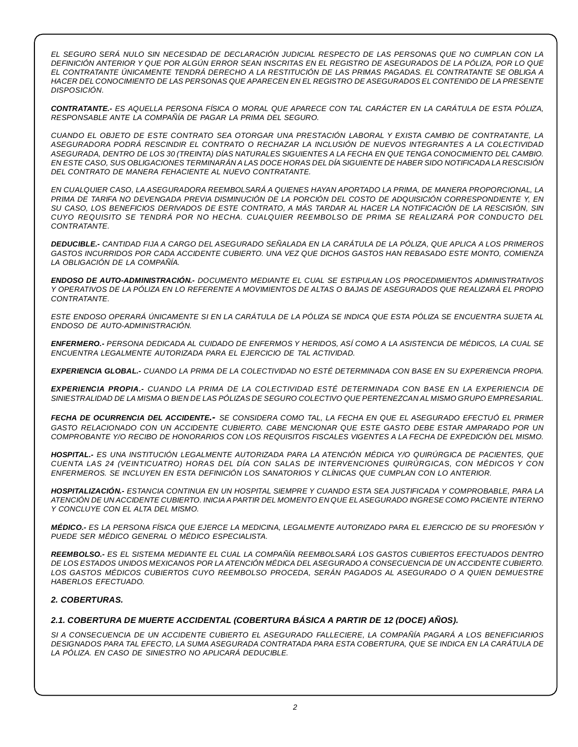*EL SEGURO SERÁ NULO SIN NECESIDAD DE DECLARACIÓN JUDICIAL RESPECTO DE LAS PERSONAS QUE NO CUMPLAN CON LA DEFINICIÓN ANTERIOR Y QUE POR ALGÚN ERROR SEAN INSCRITAS EN EL REGISTRO DE ASEGURADOS DE LA PÓLIZA, POR LO QUE EL CONTRATANTE ÚNICAMENTE TENDRÁ DERECHO A LA RESTITUCIÓN DE LAS PRIMAS PAGADAS. EL CONTRATANTE SE OBLIGA A HACER DEL CONOCIMIENTO DE LAS PERSONAS QUE APARECEN EN EL REGISTRO DE ASEGURADOS EL CONTENIDO DE LA PRESENTE DISPOSICIÓN.*

***CONTRATANTE.-*** *ES AQUELLA PERSONA FÍSICA O MORAL QUE APARECE CON TAL CARÁCTER EN LA CARÁTULA DE ESTA PÓLIZA, RESPONSABLE ANTE LA COMPAÑÍA DE PAGAR LA PRIMA DEL SEGURO.*

*CUANDO EL OBJETO DE ESTE CONTRATO SEA OTORGAR UNA PRESTACIÓN LABORAL Y EXISTA CAMBIO DE CONTRATANTE, LA ASEGURADORA PODRÁ RESCINDIR EL CONTRATO O RECHAZAR LA INCLUSIÓN DE NUEVOS INTEGRANTES A LA COLECTIVIDAD ASEGURADA, DENTRO DE LOS 30 (TREINTA) DÍAS NATURALES SIGUIENTES A LA FECHA EN QUE TENGA CONOCIMIENTO DEL CAMBIO. EN ESTE CASO, SUS OBLIGACIONES TERMINARÁN A LAS DOCE HORAS DEL DÍA SIGUIENTE DE HABER SIDO NOTIFICADA LA RESCISIÓN DEL CONTRATO DE MANERA FEHACIENTE AL NUEVO CONTRATANTE.*

*EN CUALQUIER CASO, LA ASEGURADORA REEMBOLSARÁ A QUIENES HAYAN APORTADO LA PRIMA, DE MANERA PROPORCIONAL, LA PRIMA DE TARIFA NO DEVENGADA PREVIA DISMINUCIÓN DE LA PORCIÓN DEL COSTO DE ADQUISICIÓN CORRESPONDIENTE Y, EN SU CASO, LOS BENEFICIOS DERIVADOS DE ESTE CONTRATO, A MÁS TARDAR AL HACER LA NOTIFICACIÓN DE LA RESCISIÓN, SIN CUYO REQUISITO SE TENDRÁ POR NO HECHA. CUALQUIER REEMBOLSO DE PRIMA SE REALIZARÁ POR CONDUCTO DEL CONTRATANTE.*

***DEDUCIBLE.-*** *CANTIDAD FIJA A CARGO DEL ASEGURADO SEÑALADA EN LA CARÁTULA DE LA PÓLIZA, QUE APLICA A LOS PRIMEROS GASTOS INCURRIDOS POR CADA ACCIDENTE CUBIERTO. UNA VEZ QUE DICHOS GASTOS HAN REBASADO ESTE MONTO, COMIENZA LA OBLIGACIÓN DE LA COMPAÑÍA.*

***ENDOSO DE AUTO-ADMINISTRACIÓN.-*** *DOCUMENTO MEDIANTE EL CUAL SE ESTIPULAN LOS PROCEDIMIENTOS ADMINISTRATIVOS Y OPERATIVOS DE LA PÓLIZA EN LO REFERENTE A MOVIMIENTOS DE ALTAS O BAJAS DE ASEGURADOS QUE REALIZARÁ EL PROPIO CONTRATANTE.*

*ESTE ENDOSO OPERARÁ ÚNICAMENTE SI EN LA CARÁTULA DE LA PÓLIZA SE INDICA QUE ESTA PÓLIZA SE ENCUENTRA SUJETA AL ENDOSO DE AUTO-ADMINISTRACIÓN.*

***ENFERMERO.-*** *PERSONA DEDICADA AL CUIDADO DE ENFERMOS Y HERIDOS, ASÍ COMO A LA ASISTENCIA DE MÉDICOS, LA CUAL SE ENCUENTRA LEGALMENTE AUTORIZADA PARA EL EJERCICIO DE TAL ACTIVIDAD.*

***EXPERIENCIA GLOBAL.-*** *CUANDO LA PRIMA DE LA COLECTIVIDAD NO ESTÉ DETERMINADA CON BASE EN SU EXPERIENCIA PROPIA.*

***EXPERIENCIA PROPIA.-*** *CUANDO LA PRIMA DE LA COLECTIVIDAD ESTÉ DETERMINADA CON BASE EN LA EXPERIENCIA DE SINIESTRALIDAD DE LA MISMA O BIEN DE LAS PÓLIZAS DE SEGURO COLECTIVO QUE PERTENEZCAN AL MISMO GRUPO EMPRESARIAL.*

***FECHA DE OCURRENCIA DEL ACCIDENTE.-*** *SE CONSIDERA COMO TAL, LA FECHA EN QUE EL ASEGURADO EFECTUÓ EL PRIMER GASTO RELACIONADO CON UN ACCIDENTE CUBIERTO. CABE MENCIONAR QUE ESTE GASTO DEBE ESTAR AMPARADO POR UN COMPROBANTE Y/O RECIBO DE HONORARIOS CON LOS REQUISITOS FISCALES VIGENTES A LA FECHA DE EXPEDICIÓN DEL MISMO.*

***HOSPITAL.-*** *ES UNA INSTITUCIÓN LEGALMENTE AUTORIZADA PARA LA ATENCIÓN MÉDICA Y/O QUIRÚRGICA DE PACIENTES, QUE CUENTA LAS 24 (VEINTICUATRO) HORAS DEL DÍA CON SALAS DE INTERVENCIONES QUIRÚRGICAS, CON MÉDICOS Y CON ENFERMEROS. SE INCLUYEN EN ESTA DEFINICIÓN LOS SANATORIOS Y CLÍNICAS QUE CUMPLAN CON LO ANTERIOR.*

***HOSPITALIZACIÓN.-*** *ESTANCIA CONTINUA EN UN HOSPITAL SIEMPRE Y CUANDO ESTA SEA JUSTIFICADA Y COMPROBABLE, PARA LA ATENCIÓN DE UN ACCIDENTE CUBIERTO. INICIA A PARTIR DEL MOMENTO EN QUE EL ASEGURADO INGRESE COMO PACIENTE INTERNO Y CONCLUYE CON EL ALTA DEL MISMO.*

***MÉDICO.-*** *ES LA PERSONA FÍSICA QUE EJERCE LA MEDICINA, LEGALMENTE AUTORIZADO PARA EL EJERCICIO DE SU PROFESIÓN Y PUEDE SER MÉDICO GENERAL O MÉDICO ESPECIALISTA.*

***REEMBOLSO.-*** *ES EL SISTEMA MEDIANTE EL CUAL LA COMPAÑÍA REEMBOLSARÁ LOS GASTOS CUBIERTOS EFECTUADOS DENTRO DE LOS ESTADOS UNIDOS MEXICANOS POR LA ATENCIÓN MÉDICA DEL ASEGURADO A CONSECUENCIA DE UN ACCIDENTE CUBIERTO. LOS GASTOS MÉDICOS CUBIERTOS CUYO REEMBOLSO PROCEDA, SERÁN PAGADOS AL ASEGURADO O A QUIEN DEMUESTRE HABERLOS EFECTUADO.*

## *2. COBERTURAS.*

### *2.1. COBERTURA DE MUERTE ACCIDENTAL (COBERTURA BÁSICA A PARTIR DE 12 (DOCE) AÑOS).*

*SI A CONSECUENCIA DE UN ACCIDENTE CUBIERTO EL ASEGURADO FALLECIERE, LA COMPAÑÍA PAGARÁ A LOS BENEFICIARIOS DESIGNADOS PARA TAL EFECTO, LA SUMA ASEGURADA CONTRATADA PARA ESTA COBERTURA, QUE SE INDICA EN LA CARÁTULA DE LA PÓLIZA. EN CASO DE SINIESTRO NO APLICARÁ DEDUCIBLE.*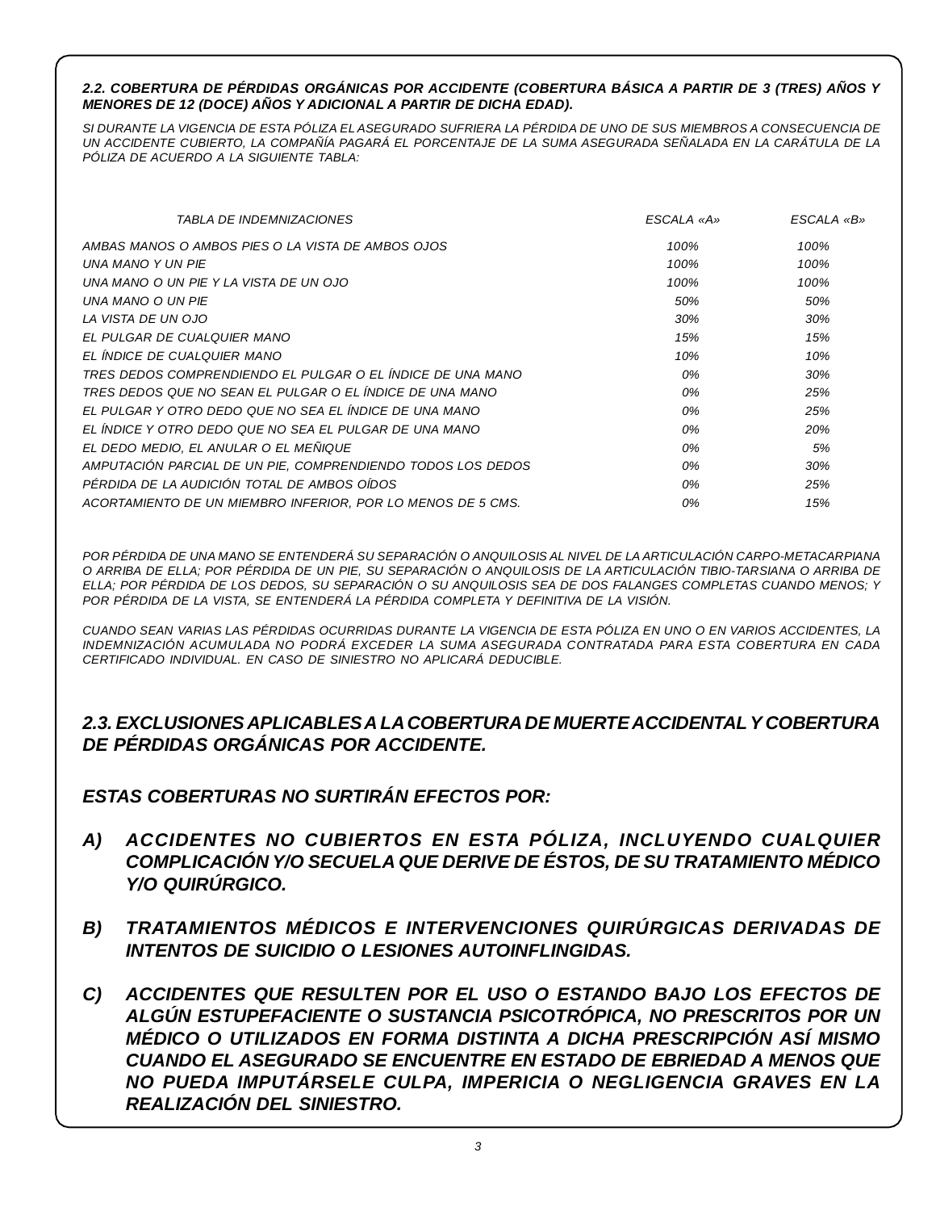### *2.2. COBERTURA DE PÉRDIDAS ORGÁNICAS POR ACCIDENTE (COBERTURA BÁSICA A PARTIR DE 3 (TRES) AÑOS Y MENORES DE 12 (DOCE) AÑOS Y ADICIONAL A PARTIR DE DICHA EDAD).*

*SI DURANTE LA VIGENCIA DE ESTA PÓLIZA EL ASEGURADO SUFRIERA LA PÉRDIDA DE UNO DE SUS MIEMBROS A CONSECUENCIA DE UN ACCIDENTE CUBIERTO, LA COMPAÑÍA PAGARÁ EL PORCENTAJE DE LA SUMA ASEGURADA SEÑALADA EN LA CARÁTULA DE LA PÓLIZA DE ACUERDO A LA SIGUIENTE TABLA:*

| *TABLA DE INDEMNIZACIONES* | *ESCALA «A»* | *ESCALA «B»* |
|---|---|---|
| *AMBAS MANOS O AMBOS PIES O LA VISTA DE AMBOS OJOS* | *100%* | *100%* |
| *UNA MANO Y UN PIE* | *100%* | *100%* |
| *UNA MANO O UN PIE Y LA VISTA DE UN OJO* | *100%* | *100%* |
| *UNA MANO O UN PIE* | *50%* | *50%* |
| *LA VISTA DE UN OJO* | *30%* | *30%* |
| *EL PULGAR DE CUALQUIER MANO* | *15%* | *15%* |
| *EL ÍNDICE DE CUALQUIER MANO* | *10%* | *10%* |
| *TRES DEDOS COMPRENDIENDO EL PULGAR O EL ÍNDICE DE UNA MANO* | *0%* | *30%* |
| *TRES DEDOS QUE NO SEAN EL PULGAR O EL ÍNDICE DE UNA MANO* | *0%* | *25%* |
| *EL PULGAR Y OTRO DEDO QUE NO SEA EL ÍNDICE DE UNA MANO* | *0%* | *25%* |
| *EL ÍNDICE Y OTRO DEDO QUE NO SEA EL PULGAR DE UNA MANO* | *0%* | *20%* |
| *EL DEDO MEDIO, EL ANULAR O EL MEÑIQUE* | *0%* | *5%* |
| *AMPUTACIÓN PARCIAL DE UN PIE, COMPRENDIENDO TODOS LOS DEDOS* | *0%* | *30%* |
| *PÉRDIDA DE LA AUDICIÓN TOTAL DE AMBOS OÍDOS* | *0%* | *25%* |
| *ACORTAMIENTO DE UN MIEMBRO INFERIOR, POR LO MENOS DE 5 CMS.* | *0%* | *15%* |

*POR PÉRDIDA DE UNA MANO SE ENTENDERÁ SU SEPARACIÓN O ANQUILOSIS AL NIVEL DE LA ARTICULACIÓN CARPO-METACARPIANA O ARRIBA DE ELLA; POR PÉRDIDA DE UN PIE, SU SEPARACIÓN O ANQUILOSIS DE LA ARTICULACIÓN TIBIO-TARSIANA O ARRIBA DE ELLA; POR PÉRDIDA DE LOS DEDOS, SU SEPARACIÓN O SU ANQUILOSIS SEA DE DOS FALANGES COMPLETAS CUANDO MENOS; Y POR PÉRDIDA DE LA VISTA, SE ENTENDERÁ LA PÉRDIDA COMPLETA Y DEFINITIVA DE LA VISIÓN.*

*CUANDO SEAN VARIAS LAS PÉRDIDAS OCURRIDAS DURANTE LA VIGENCIA DE ESTA PÓLIZA EN UNO O EN VARIOS ACCIDENTES, LA INDEMNIZACIÓN ACUMULADA NO PODRÁ EXCEDER LA SUMA ASEGURADA CONTRATADA PARA ESTA COBERTURA EN CADA CERTIFICADO INDIVIDUAL. EN CASO DE SINIESTRO NO APLICARÁ DEDUCIBLE.*

### ***2.3. EXCLUSIONES APLICABLES A LA COBERTURA DE MUERTE ACCIDENTAL Y COBERTURA DE PÉRDIDAS ORGÁNICAS POR ACCIDENTE.***

***ESTAS COBERTURAS NO SURTIRÁN EFECTOS POR:***

***A) ACCIDENTES NO CUBIERTOS EN ESTA PÓLIZA, INCLUYENDO CUALQUIER COMPLICACIÓN Y/O SECUELA QUE DERIVE DE ÉSTOS, DE SU TRATAMIENTO MÉDICO Y/O QUIRÚRGICO.***

***B) TRATAMIENTOS MÉDICOS E INTERVENCIONES QUIRÚRGICAS DERIVADAS DE INTENTOS DE SUICIDIO O LESIONES AUTOINFLINGIDAS.***

***C) ACCIDENTES QUE RESULTEN POR EL USO O ESTANDO BAJO LOS EFECTOS DE ALGÚN ESTUPEFACIENTE O SUSTANCIA PSICOTRÓPICA, NO PRESCRITOS POR UN MÉDICO O UTILIZADOS EN FORMA DISTINTA A DICHA PRESCRIPCIÓN ASÍ MISMO CUANDO EL ASEGURADO SE ENCUENTRE EN ESTADO DE EBRIEDAD A MENOS QUE NO PUEDA IMPUTÁRSELE CULPA, IMPERICIA O NEGLIGENCIA GRAVES EN LA REALIZACIÓN DEL SINIESTRO.***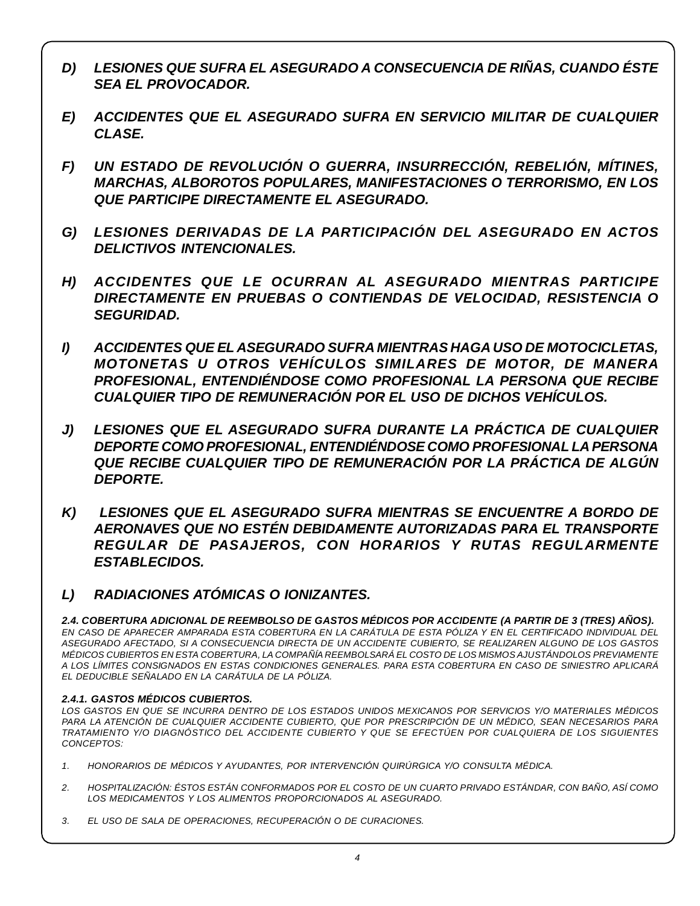***D) LESIONES QUE SUFRA EL ASEGURADO A CONSECUENCIA DE RIÑAS, CUANDO ÉSTE SEA EL PROVOCADOR.***

***E) ACCIDENTES QUE EL ASEGURADO SUFRA EN SERVICIO MILITAR DE CUALQUIER CLASE.***

***F) UN ESTADO DE REVOLUCIÓN O GUERRA, INSURRECCIÓN, REBELIÓN, MÍTINES, MARCHAS, ALBOROTOS POPULARES, MANIFESTACIONES O TERRORISMO, EN LOS QUE PARTICIPE DIRECTAMENTE EL ASEGURADO.***

***G) LESIONES DERIVADAS DE LA PARTICIPACIÓN DEL ASEGURADO EN ACTOS DELICTIVOS INTENCIONALES.***

***H) ACCIDENTES QUE LE OCURRAN AL ASEGURADO MIENTRAS PARTICIPE DIRECTAMENTE EN PRUEBAS O CONTIENDAS DE VELOCIDAD, RESISTENCIA O SEGURIDAD.***

***I) ACCIDENTES QUE EL ASEGURADO SUFRA MIENTRAS HAGA USO DE MOTOCICLETAS, MOTONETAS U OTROS VEHÍCULOS SIMILARES DE MOTOR, DE MANERA PROFESIONAL, ENTENDIÉNDOSE COMO PROFESIONAL LA PERSONA QUE RECIBE CUALQUIER TIPO DE REMUNERACIÓN POR EL USO DE DICHOS VEHÍCULOS.***

***J) LESIONES QUE EL ASEGURADO SUFRA DURANTE LA PRÁCTICA DE CUALQUIER DEPORTE COMO PROFESIONAL, ENTENDIÉNDOSE COMO PROFESIONAL LA PERSONA QUE RECIBE CUALQUIER TIPO DE REMUNERACIÓN POR LA PRÁCTICA DE ALGÚN DEPORTE.***

***K) LESIONES QUE EL ASEGURADO SUFRA MIENTRAS SE ENCUENTRE A BORDO DE AERONAVES QUE NO ESTÉN DEBIDAMENTE AUTORIZADAS PARA EL TRANSPORTE REGULAR DE PASAJEROS, CON HORARIOS Y RUTAS REGULARMENTE ESTABLECIDOS.***

***L) RADIACIONES ATÓMICAS O IONIZANTES.***

***2.4. COBERTURA ADICIONAL DE REEMBOLSO DE GASTOS MÉDICOS POR ACCIDENTE (A PARTIR DE 3 (TRES) AÑOS).***

*EN CASO DE APARECER AMPARADA ESTA COBERTURA EN LA CARÁTULA DE ESTA PÓLIZA Y EN EL CERTIFICADO INDIVIDUAL DEL ASEGURADO AFECTADO, SI A CONSECUENCIA DIRECTA DE UN ACCIDENTE CUBIERTO, SE REALIZAREN ALGUNO DE LOS GASTOS MÉDICOS CUBIERTOS EN ESTA COBERTURA, LA COMPAÑÍA REEMBOLSARÁ EL COSTO DE LOS MISMOS AJUSTÁNDOLOS PREVIAMENTE A LOS LÍMITES CONSIGNADOS EN ESTAS CONDICIONES GENERALES. PARA ESTA COBERTURA EN CASO DE SINIESTRO APLICARÁ EL DEDUCIBLE SEÑALADO EN LA CARÁTULA DE LA PÓLIZA.*

***2.4.1. GASTOS MÉDICOS CUBIERTOS.***

*LOS GASTOS EN QUE SE INCURRA DENTRO DE LOS ESTADOS UNIDOS MEXICANOS POR SERVICIOS Y/O MATERIALES MÉDICOS PARA LA ATENCIÓN DE CUALQUIER ACCIDENTE CUBIERTO, QUE POR PRESCRIPCIÓN DE UN MÉDICO, SEAN NECESARIOS PARA TRATAMIENTO Y/O DIAGNÓSTICO DEL ACCIDENTE CUBIERTO Y QUE SE EFECTÚEN POR CUALQUIERA DE LOS SIGUIENTES CONCEPTOS:*

1. *HONORARIOS DE MÉDICOS Y AYUDANTES, POR INTERVENCIÓN QUIRÚRGICA Y/O CONSULTA MÉDICA.*
2. *HOSPITALIZACIÓN: ÉSTOS ESTÁN CONFORMADOS POR EL COSTO DE UN CUARTO PRIVADO ESTÁNDAR, CON BAÑO, ASÍ COMO LOS MEDICAMENTOS Y LOS ALIMENTOS PROPORCIONADOS AL ASEGURADO.*
3. *EL USO DE SALA DE OPERACIONES, RECUPERACIÓN O DE CURACIONES.*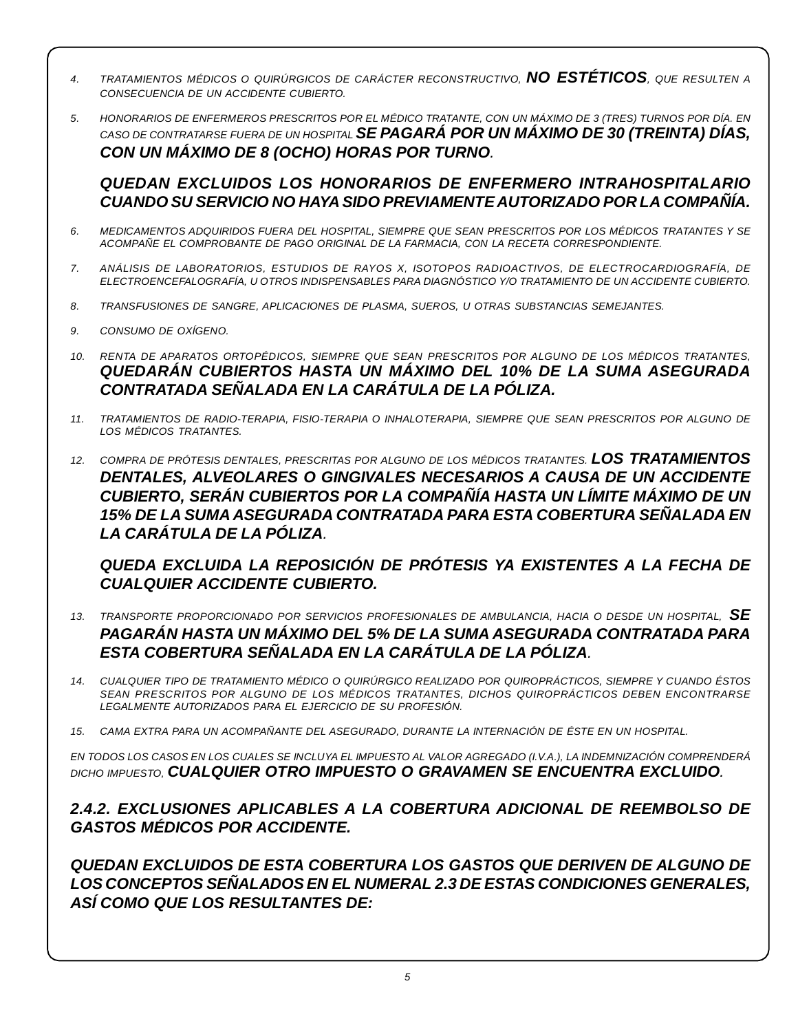4. *TRATAMIENTOS MÉDICOS O QUIRÚRGICOS DE CARÁCTER RECONSTRUCTIVO,* ***NO ESTÉTICOS****, QUE RESULTEN A CONSECUENCIA DE UN ACCIDENTE CUBIERTO.*

5. *HONORARIOS DE ENFERMEROS PRESCRITOS POR EL MÉDICO TRATANTE, CON UN MÁXIMO DE 3 (TRES) TURNOS POR DÍA. EN CASO DE CONTRATARSE FUERA DE UN HOSPITAL* ***SE PAGARÁ POR UN MÁXIMO DE 30 (TREINTA) DÍAS, CON UN MÁXIMO DE 8 (OCHO) HORAS POR TURNO****.*

   ***QUEDAN EXCLUIDOS LOS HONORARIOS DE ENFERMERO INTRAHOSPITALARIO CUANDO SU SERVICIO NO HAYA SIDO PREVIAMENTE AUTORIZADO POR LA COMPAÑÍA.***

6. *MEDICAMENTOS ADQUIRIDOS FUERA DEL HOSPITAL, SIEMPRE QUE SEAN PRESCRITOS POR LOS MÉDICOS TRATANTES Y SE ACOMPAÑE EL COMPROBANTE DE PAGO ORIGINAL DE LA FARMACIA, CON LA RECETA CORRESPONDIENTE.*

7. *ANÁLISIS DE LABORATORIOS, ESTUDIOS DE RAYOS X, ISOTOPOS RADIOACTIVOS, DE ELECTROCARDIOGRAFÍA, DE ELECTROENCEFALOGRAFÍA, U OTROS INDISPENSABLES PARA DIAGNÓSTICO Y/O TRATAMIENTO DE UN ACCIDENTE CUBIERTO.*

8. *TRANSFUSIONES DE SANGRE, APLICACIONES DE PLASMA, SUEROS, U OTRAS SUBSTANCIAS SEMEJANTES.*

9. *CONSUMO DE OXÍGENO.*

10. *RENTA DE APARATOS ORTOPÉDICOS, SIEMPRE QUE SEAN PRESCRITOS POR ALGUNO DE LOS MÉDICOS TRATANTES,* ***QUEDARÁN CUBIERTOS HASTA UN MÁXIMO DEL 10% DE LA SUMA ASEGURADA CONTRATADA SEÑALADA EN LA CARÁTULA DE LA PÓLIZA.***

11. *TRATAMIENTOS DE RADIO-TERAPIA, FISIO-TERAPIA O INHALOTERAPIA, SIEMPRE QUE SEAN PRESCRITOS POR ALGUNO DE LOS MÉDICOS TRATANTES.*

12. *COMPRA DE PRÓTESIS DENTALES, PRESCRITAS POR ALGUNO DE LOS MÉDICOS TRATANTES.* ***LOS TRATAMIENTOS DENTALES, ALVEOLARES O GINGIVALES NECESARIOS A CAUSA DE UN ACCIDENTE CUBIERTO, SERÁN CUBIERTOS POR LA COMPAÑÍA HASTA UN LÍMITE MÁXIMO DE UN 15% DE LA SUMA ASEGURADA CONTRATADA PARA ESTA COBERTURA SEÑALADA EN LA CARÁTULA DE LA PÓLIZA****.*

    ***QUEDA EXCLUIDA LA REPOSICIÓN DE PRÓTESIS YA EXISTENTES A LA FECHA DE CUALQUIER ACCIDENTE CUBIERTO.***

13. *TRANSPORTE PROPORCIONADO POR SERVICIOS PROFESIONALES DE AMBULANCIA, HACIA O DESDE UN HOSPITAL,* ***SE PAGARÁN HASTA UN MÁXIMO DEL 5% DE LA SUMA ASEGURADA CONTRATADA PARA ESTA COBERTURA SEÑALADA EN LA CARÁTULA DE LA PÓLIZA****.*

14. *CUALQUIER TIPO DE TRATAMIENTO MÉDICO O QUIRÚRGICO REALIZADO POR QUIROPRÁCTICOS, SIEMPRE Y CUANDO ÉSTOS SEAN PRESCRITOS POR ALGUNO DE LOS MÉDICOS TRATANTES, DICHOS QUIROPRÁCTICOS DEBEN ENCONTRARSE LEGALMENTE AUTORIZADOS PARA EL EJERCICIO DE SU PROFESIÓN.*

15. *CAMA EXTRA PARA UN ACOMPAÑANTE DEL ASEGURADO, DURANTE LA INTERNACIÓN DE ÉSTE EN UN HOSPITAL.*

*EN TODOS LOS CASOS EN LOS CUALES SE INCLUYA EL IMPUESTO AL VALOR AGREGADO (I.V.A.), LA INDEMNIZACIÓN COMPRENDERÁ DICHO IMPUESTO,* ***CUALQUIER OTRO IMPUESTO O GRAVAMEN SE ENCUENTRA EXCLUIDO****.*

### *2.4.2. EXCLUSIONES APLICABLES A LA COBERTURA ADICIONAL DE REEMBOLSO DE GASTOS MÉDICOS POR ACCIDENTE.*

***QUEDAN EXCLUIDOS DE ESTA COBERTURA LOS GASTOS QUE DERIVEN DE ALGUNO DE LOS CONCEPTOS SEÑALADOS EN EL NUMERAL 2.3 DE ESTAS CONDICIONES GENERALES, ASÍ COMO QUE LOS RESULTANTES DE:***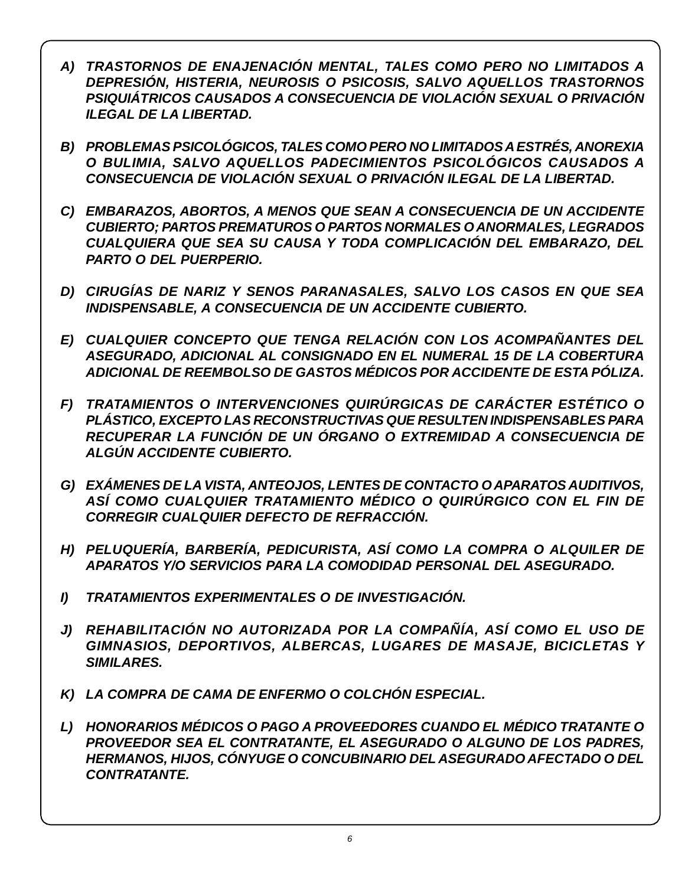***A) TRASTORNOS DE ENAJENACIÓN MENTAL, TALES COMO PERO NO LIMITADOS A DEPRESIÓN, HISTERIA, NEUROSIS O PSICOSIS, SALVO AQUELLOS TRASTORNOS PSIQUIÁTRICOS CAUSADOS A CONSECUENCIA DE VIOLACIÓN SEXUAL O PRIVACIÓN ILEGAL DE LA LIBERTAD.***

***B) PROBLEMAS PSICOLÓGICOS, TALES COMO PERO NO LIMITADOS A ESTRÉS, ANOREXIA O BULIMIA, SALVO AQUELLOS PADECIMIENTOS PSICOLÓGICOS CAUSADOS A CONSECUENCIA DE VIOLACIÓN SEXUAL O PRIVACIÓN ILEGAL DE LA LIBERTAD.***

***C) EMBARAZOS, ABORTOS, A MENOS QUE SEAN A CONSECUENCIA DE UN ACCIDENTE CUBIERTO; PARTOS PREMATUROS O PARTOS NORMALES O ANORMALES, LEGRADOS CUALQUIERA QUE SEA SU CAUSA Y TODA COMPLICACIÓN DEL EMBARAZO, DEL PARTO O DEL PUERPERIO.***

***D) CIRUGÍAS DE NARIZ Y SENOS PARANASALES, SALVO LOS CASOS EN QUE SEA INDISPENSABLE, A CONSECUENCIA DE UN ACCIDENTE CUBIERTO.***

***E) CUALQUIER CONCEPTO QUE TENGA RELACIÓN CON LOS ACOMPAÑANTES DEL ASEGURADO, ADICIONAL AL CONSIGNADO EN EL NUMERAL 15 DE LA COBERTURA ADICIONAL DE REEMBOLSO DE GASTOS MÉDICOS POR ACCIDENTE DE ESTA PÓLIZA.***

***F) TRATAMIENTOS O INTERVENCIONES QUIRÚRGICAS DE CARÁCTER ESTÉTICO O PLÁSTICO, EXCEPTO LAS RECONSTRUCTIVAS QUE RESULTEN INDISPENSABLES PARA RECUPERAR LA FUNCIÓN DE UN ÓRGANO O EXTREMIDAD A CONSECUENCIA DE ALGÚN ACCIDENTE CUBIERTO.***

***G) EXÁMENES DE LA VISTA, ANTEOJOS, LENTES DE CONTACTO O APARATOS AUDITIVOS, ASÍ COMO CUALQUIER TRATAMIENTO MÉDICO O QUIRÚRGICO CON EL FIN DE CORREGIR CUALQUIER DEFECTO DE REFRACCIÓN.***

***H) PELUQUERÍA, BARBERÍA, PEDICURISTA, ASÍ COMO LA COMPRA O ALQUILER DE APARATOS Y/O SERVICIOS PARA LA COMODIDAD PERSONAL DEL ASEGURADO.***

***I) TRATAMIENTOS EXPERIMENTALES O DE INVESTIGACIÓN.***

***J) REHABILITACIÓN NO AUTORIZADA POR LA COMPAÑÍA, ASÍ COMO EL USO DE GIMNASIOS, DEPORTIVOS, ALBERCAS, LUGARES DE MASAJE, BICICLETAS Y SIMILARES.***

***K) LA COMPRA DE CAMA DE ENFERMO O COLCHÓN ESPECIAL.***

***L) HONORARIOS MÉDICOS O PAGO A PROVEEDORES CUANDO EL MÉDICO TRATANTE O PROVEEDOR SEA EL CONTRATANTE, EL ASEGURADO O ALGUNO DE LOS PADRES, HERMANOS, HIJOS, CÓNYUGE O CONCUBINARIO DEL ASEGURADO AFECTADO O DEL CONTRATANTE.***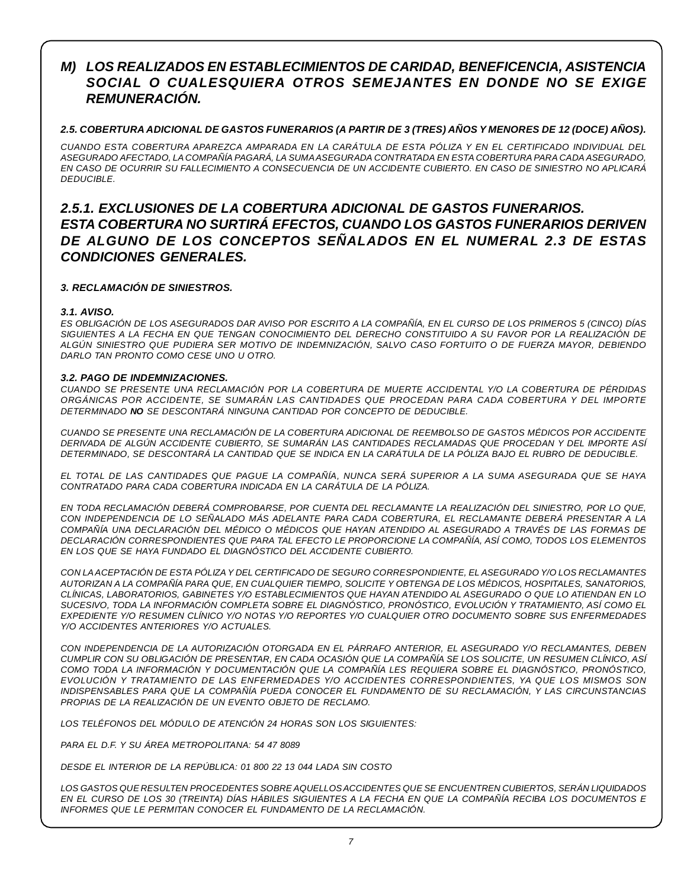**M) *LOS REALIZADOS EN ESTABLECIMIENTOS DE CARIDAD, BENEFICENCIA, ASISTENCIA SOCIAL O CUALESQUIERA OTROS SEMEJANTES EN DONDE NO SE EXIGE REMUNERACIÓN.***

### *2.5. COBERTURA ADICIONAL DE GASTOS FUNERARIOS (A PARTIR DE 3 (TRES) AÑOS Y MENORES DE 12 (DOCE) AÑOS).*

*CUANDO ESTA COBERTURA APAREZCA AMPARADA EN LA CARÁTULA DE ESTA PÓLIZA Y EN EL CERTIFICADO INDIVIDUAL DEL ASEGURADO AFECTADO, LA COMPAÑÍA PAGARÁ, LA SUMA ASEGURADA CONTRATADA EN ESTA COBERTURA PARA CADA ASEGURADO, EN CASO DE OCURRIR SU FALLECIMIENTO A CONSECUENCIA DE UN ACCIDENTE CUBIERTO. EN CASO DE SINIESTRO NO APLICARÁ DEDUCIBLE.*

## *2.5.1. EXCLUSIONES DE LA COBERTURA ADICIONAL DE GASTOS FUNERARIOS.*

***ESTA COBERTURA NO SURTIRÁ EFECTOS, CUANDO LOS GASTOS FUNERARIOS DERIVEN DE ALGUNO DE LOS CONCEPTOS SEÑALADOS EN EL NUMERAL 2.3 DE ESTAS CONDICIONES GENERALES.***

### *3. RECLAMACIÓN DE SINIESTROS.*

#### *3.1. AVISO.*

*ES OBLIGACIÓN DE LOS ASEGURADOS DAR AVISO POR ESCRITO A LA COMPAÑÍA, EN EL CURSO DE LOS PRIMEROS 5 (CINCO) DÍAS SIGUIENTES A LA FECHA EN QUE TENGAN CONOCIMIENTO DEL DERECHO CONSTITUIDO A SU FAVOR POR LA REALIZACIÓN DE ALGÚN SINIESTRO QUE PUDIERA SER MOTIVO DE INDEMNIZACIÓN, SALVO CASO FORTUITO O DE FUERZA MAYOR, DEBIENDO DARLO TAN PRONTO COMO CESE UNO U OTRO.*

#### *3.2. PAGO DE INDEMNIZACIONES.*

*CUANDO SE PRESENTE UNA RECLAMACIÓN POR LA COBERTURA DE MUERTE ACCIDENTAL Y/O LA COBERTURA DE PÉRDIDAS ORGÁNICAS POR ACCIDENTE, SE SUMARÁN LAS CANTIDADES QUE PROCEDAN PARA CADA COBERTURA Y DEL IMPORTE DETERMINADO* ***NO*** *SE DESCONTARÁ NINGUNA CANTIDAD POR CONCEPTO DE DEDUCIBLE.*

*CUANDO SE PRESENTE UNA RECLAMACIÓN DE LA COBERTURA ADICIONAL DE REEMBOLSO DE GASTOS MÉDICOS POR ACCIDENTE DERIVADA DE ALGÚN ACCIDENTE CUBIERTO, SE SUMARÁN LAS CANTIDADES RECLAMADAS QUE PROCEDAN Y DEL IMPORTE ASÍ DETERMINADO, SE DESCONTARÁ LA CANTIDAD QUE SE INDICA EN LA CARÁTULA DE LA PÓLIZA BAJO EL RUBRO DE DEDUCIBLE.*

*EL TOTAL DE LAS CANTIDADES QUE PAGUE LA COMPAÑÍA, NUNCA SERÁ SUPERIOR A LA SUMA ASEGURADA QUE SE HAYA CONTRATADO PARA CADA COBERTURA INDICADA EN LA CARÁTULA DE LA PÓLIZA.*

*EN TODA RECLAMACIÓN DEBERÁ COMPROBARSE, POR CUENTA DEL RECLAMANTE LA REALIZACIÓN DEL SINIESTRO, POR LO QUE, CON INDEPENDENCIA DE LO SEÑALADO MÁS ADELANTE PARA CADA COBERTURA, EL RECLAMANTE DEBERÁ PRESENTAR A LA COMPAÑÍA UNA DECLARACIÓN DEL MÉDICO O MÉDICOS QUE HAYAN ATENDIDO AL ASEGURADO A TRAVÉS DE LAS FORMAS DE DECLARACIÓN CORRESPONDIENTES QUE PARA TAL EFECTO LE PROPORCIONE LA COMPAÑÍA, ASÍ COMO, TODOS LOS ELEMENTOS EN LOS QUE SE HAYA FUNDADO EL DIAGNÓSTICO DEL ACCIDENTE CUBIERTO.*

*CON LA ACEPTACIÓN DE ESTA PÓLIZA Y DEL CERTIFICADO DE SEGURO CORRESPONDIENTE, EL ASEGURADO Y/O LOS RECLAMANTES AUTORIZAN A LA COMPAÑÍA PARA QUE, EN CUALQUIER TIEMPO, SOLICITE Y OBTENGA DE LOS MÉDICOS, HOSPITALES, SANATORIOS, CLÍNICAS, LABORATORIOS, GABINETES Y/O ESTABLECIMIENTOS QUE HAYAN ATENDIDO AL ASEGURADO O QUE LO ATIENDAN EN LO SUCESIVO, TODA LA INFORMACIÓN COMPLETA SOBRE EL DIAGNÓSTICO, PRONÓSTICO, EVOLUCIÓN Y TRATAMIENTO, ASÍ COMO EL EXPEDIENTE Y/O RESUMEN CLÍNICO Y/O NOTAS Y/O REPORTES Y/O CUALQUIER OTRO DOCUMENTO SOBRE SUS ENFERMEDADES Y/O ACCIDENTES ANTERIORES Y/O ACTUALES.*

*CON INDEPENDENCIA DE LA AUTORIZACIÓN OTORGADA EN EL PÁRRAFO ANTERIOR, EL ASEGURADO Y/O RECLAMANTES, DEBEN CUMPLIR CON SU OBLIGACIÓN DE PRESENTAR, EN CADA OCASIÓN QUE LA COMPAÑÍA SE LOS SOLICITE, UN RESUMEN CLÍNICO, ASÍ COMO TODA LA INFORMACIÓN Y DOCUMENTACIÓN QUE LA COMPAÑÍA LES REQUIERA SOBRE EL DIAGNÓSTICO, PRONÓSTICO, EVOLUCIÓN Y TRATAMIENTO DE LAS ENFERMEDADES Y/O ACCIDENTES CORRESPONDIENTES, YA QUE LOS MISMOS SON INDISPENSABLES PARA QUE LA COMPAÑÍA PUEDA CONOCER EL FUNDAMENTO DE SU RECLAMACIÓN, Y LAS CIRCUNSTANCIAS PROPIAS DE LA REALIZACIÓN DE UN EVENTO OBJETO DE RECLAMO.*

*LOS TELÉFONOS DEL MÓDULO DE ATENCIÓN 24 HORAS SON LOS SIGUIENTES:*

*PARA EL D.F. Y SU ÁREA METROPOLITANA: 54 47 8089*

*DESDE EL INTERIOR DE LA REPÚBLICA: 01 800 22 13 044 LADA SIN COSTO*

*LOS GASTOS QUE RESULTEN PROCEDENTES SOBRE AQUELLOS ACCIDENTES QUE SE ENCUENTREN CUBIERTOS, SERÁN LIQUIDADOS EN EL CURSO DE LOS 30 (TREINTA) DÍAS HÁBILES SIGUIENTES A LA FECHA EN QUE LA COMPAÑÍA RECIBA LOS DOCUMENTOS E INFORMES QUE LE PERMITAN CONOCER EL FUNDAMENTO DE LA RECLAMACIÓN.*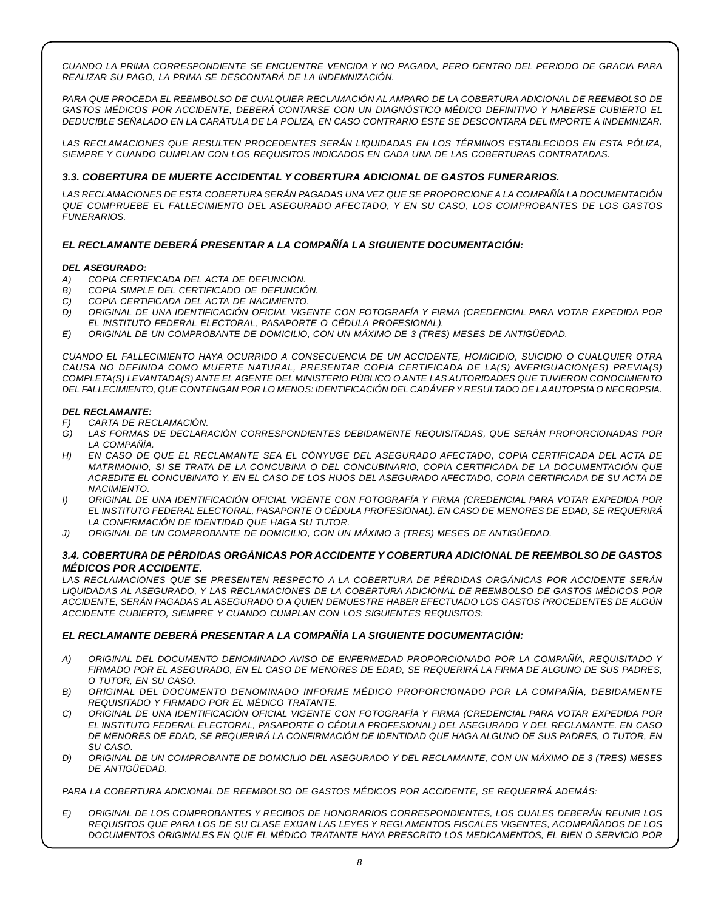*CUANDO LA PRIMA CORRESPONDIENTE SE ENCUENTRE VENCIDA Y NO PAGADA, PERO DENTRO DEL PERIODO DE GRACIA PARA REALIZAR SU PAGO, LA PRIMA SE DESCONTARÁ DE LA INDEMNIZACIÓN.*

*PARA QUE PROCEDA EL REEMBOLSO DE CUALQUIER RECLAMACIÓN AL AMPARO DE LA COBERTURA ADICIONAL DE REEMBOLSO DE GASTOS MÉDICOS POR ACCIDENTE, DEBERÁ CONTARSE CON UN DIAGNÓSTICO MÉDICO DEFINITIVO Y HABERSE CUBIERTO EL DEDUCIBLE SEÑALADO EN LA CARÁTULA DE LA PÓLIZA, EN CASO CONTRARIO ÉSTE SE DESCONTARÁ DEL IMPORTE A INDEMNIZAR.*

*LAS RECLAMACIONES QUE RESULTEN PROCEDENTES SERÁN LIQUIDADAS EN LOS TÉRMINOS ESTABLECIDOS EN ESTA PÓLIZA, SIEMPRE Y CUANDO CUMPLAN CON LOS REQUISITOS INDICADOS EN CADA UNA DE LAS COBERTURAS CONTRATADAS.*

### *3.3. COBERTURA DE MUERTE ACCIDENTAL Y COBERTURA ADICIONAL DE GASTOS FUNERARIOS.*

*LAS RECLAMACIONES DE ESTA COBERTURA SERÁN PAGADAS UNA VEZ QUE SE PROPORCIONE A LA COMPAÑÍA LA DOCUMENTACIÓN QUE COMPRUEBE EL FALLECIMIENTO DEL ASEGURADO AFECTADO, Y EN SU CASO, LOS COMPROBANTES DE LOS GASTOS FUNERARIOS.*

### *EL RECLAMANTE DEBERÁ PRESENTAR A LA COMPAÑÍA LA SIGUIENTE DOCUMENTACIÓN:*

***DEL ASEGURADO:***

*A) COPIA CERTIFICADA DEL ACTA DE DEFUNCIÓN.*
*B) COPIA SIMPLE DEL CERTIFICADO DE DEFUNCIÓN.*
*C) COPIA CERTIFICADA DEL ACTA DE NACIMIENTO.*
*D) ORIGINAL DE UNA IDENTIFICACIÓN OFICIAL VIGENTE CON FOTOGRAFÍA Y FIRMA (CREDENCIAL PARA VOTAR EXPEDIDA POR EL INSTITUTO FEDERAL ELECTORAL, PASAPORTE O CÉDULA PROFESIONAL).*
*E) ORIGINAL DE UN COMPROBANTE DE DOMICILIO, CON UN MÁXIMO DE 3 (TRES) MESES DE ANTIGÜEDAD.*

*CUANDO EL FALLECIMIENTO HAYA OCURRIDO A CONSECUENCIA DE UN ACCIDENTE, HOMICIDIO, SUICIDIO O CUALQUIER OTRA CAUSA NO DEFINIDA COMO MUERTE NATURAL, PRESENTAR COPIA CERTIFICADA DE LA(S) AVERIGUACIÓN(ES) PREVIA(S) COMPLETA(S) LEVANTADA(S) ANTE EL AGENTE DEL MINISTERIO PÚBLICO O ANTE LAS AUTORIDADES QUE TUVIERON CONOCIMIENTO DEL FALLECIMIENTO, QUE CONTENGAN POR LO MENOS: IDENTIFICACIÓN DEL CADÁVER Y RESULTADO DE LA AUTOPSIA O NECROPSIA.*

***DEL RECLAMANTE:***

*F) CARTA DE RECLAMACIÓN.*
*G) LAS FORMAS DE DECLARACIÓN CORRESPONDIENTES DEBIDAMENTE REQUISITADAS, QUE SERÁN PROPORCIONADAS POR LA COMPAÑÍA.*
*H) EN CASO DE QUE EL RECLAMANTE SEA EL CÓNYUGE DEL ASEGURADO AFECTADO, COPIA CERTIFICADA DEL ACTA DE MATRIMONIO, SI SE TRATA DE LA CONCUBINA O DEL CONCUBINARIO, COPIA CERTIFICADA DE LA DOCUMENTACIÓN QUE ACREDITE EL CONCUBINATO Y, EN EL CASO DE LOS HIJOS DEL ASEGURADO AFECTADO, COPIA CERTIFICADA DE SU ACTA DE NACIMIENTO.*
*I) ORIGINAL DE UNA IDENTIFICACIÓN OFICIAL VIGENTE CON FOTOGRAFÍA Y FIRMA (CREDENCIAL PARA VOTAR EXPEDIDA POR EL INSTITUTO FEDERAL ELECTORAL, PASAPORTE O CÉDULA PROFESIONAL). EN CASO DE MENORES DE EDAD, SE REQUERIRÁ LA CONFIRMACIÓN DE IDENTIDAD QUE HAGA SU TUTOR.*
*J) ORIGINAL DE UN COMPROBANTE DE DOMICILIO, CON UN MÁXIMO 3 (TRES) MESES DE ANTIGÜEDAD.*

### *3.4. COBERTURA DE PÉRDIDAS ORGÁNICAS POR ACCIDENTE Y COBERTURA ADICIONAL DE REEMBOLSO DE GASTOS MÉDICOS POR ACCIDENTE.*

*LAS RECLAMACIONES QUE SE PRESENTEN RESPECTO A LA COBERTURA DE PÉRDIDAS ORGÁNICAS POR ACCIDENTE SERÁN LIQUIDADAS AL ASEGURADO, Y LAS RECLAMACIONES DE LA COBERTURA ADICIONAL DE REEMBOLSO DE GASTOS MÉDICOS POR ACCIDENTE, SERÁN PAGADAS AL ASEGURADO O A QUIEN DEMUESTRE HABER EFECTUADO LOS GASTOS PROCEDENTES DE ALGÚN ACCIDENTE CUBIERTO, SIEMPRE Y CUANDO CUMPLAN CON LOS SIGUIENTES REQUISITOS:*

### *EL RECLAMANTE DEBERÁ PRESENTAR A LA COMPAÑÍA LA SIGUIENTE DOCUMENTACIÓN:*

*A) ORIGINAL DEL DOCUMENTO DENOMINADO AVISO DE ENFERMEDAD PROPORCIONADO POR LA COMPAÑÍA, REQUISITADO Y FIRMADO POR EL ASEGURADO, EN EL CASO DE MENORES DE EDAD, SE REQUERIRÁ LA FIRMA DE ALGUNO DE SUS PADRES, O TUTOR, EN SU CASO.*
*B) ORIGINAL DEL DOCUMENTO DENOMINADO INFORME MÉDICO PROPORCIONADO POR LA COMPAÑÍA, DEBIDAMENTE REQUISITADO Y FIRMADO POR EL MÉDICO TRATANTE.*
*C) ORIGINAL DE UNA IDENTIFICACIÓN OFICIAL VIGENTE CON FOTOGRAFÍA Y FIRMA (CREDENCIAL PARA VOTAR EXPEDIDA POR EL INSTITUTO FEDERAL ELECTORAL, PASAPORTE O CÉDULA PROFESIONAL) DEL ASEGURADO Y DEL RECLAMANTE. EN CASO DE MENORES DE EDAD, SE REQUERIRÁ LA CONFIRMACIÓN DE IDENTIDAD QUE HAGA ALGUNO DE SUS PADRES, O TUTOR, EN SU CASO.*
*D) ORIGINAL DE UN COMPROBANTE DE DOMICILIO DEL ASEGURADO Y DEL RECLAMANTE, CON UN MÁXIMO DE 3 (TRES) MESES DE ANTIGÜEDAD.*

*PARA LA COBERTURA ADICIONAL DE REEMBOLSO DE GASTOS MÉDICOS POR ACCIDENTE, SE REQUERIRÁ ADEMÁS:*

*E) ORIGINAL DE LOS COMPROBANTES Y RECIBOS DE HONORARIOS CORRESPONDIENTES, LOS CUALES DEBERÁN REUNIR LOS REQUISITOS QUE PARA LOS DE SU CLASE EXIJAN LAS LEYES Y REGLAMENTOS FISCALES VIGENTES, ACOMPAÑADOS DE LOS DOCUMENTOS ORIGINALES EN QUE EL MÉDICO TRATANTE HAYA PRESCRITO LOS MEDICAMENTOS, EL BIEN O SERVICIO POR*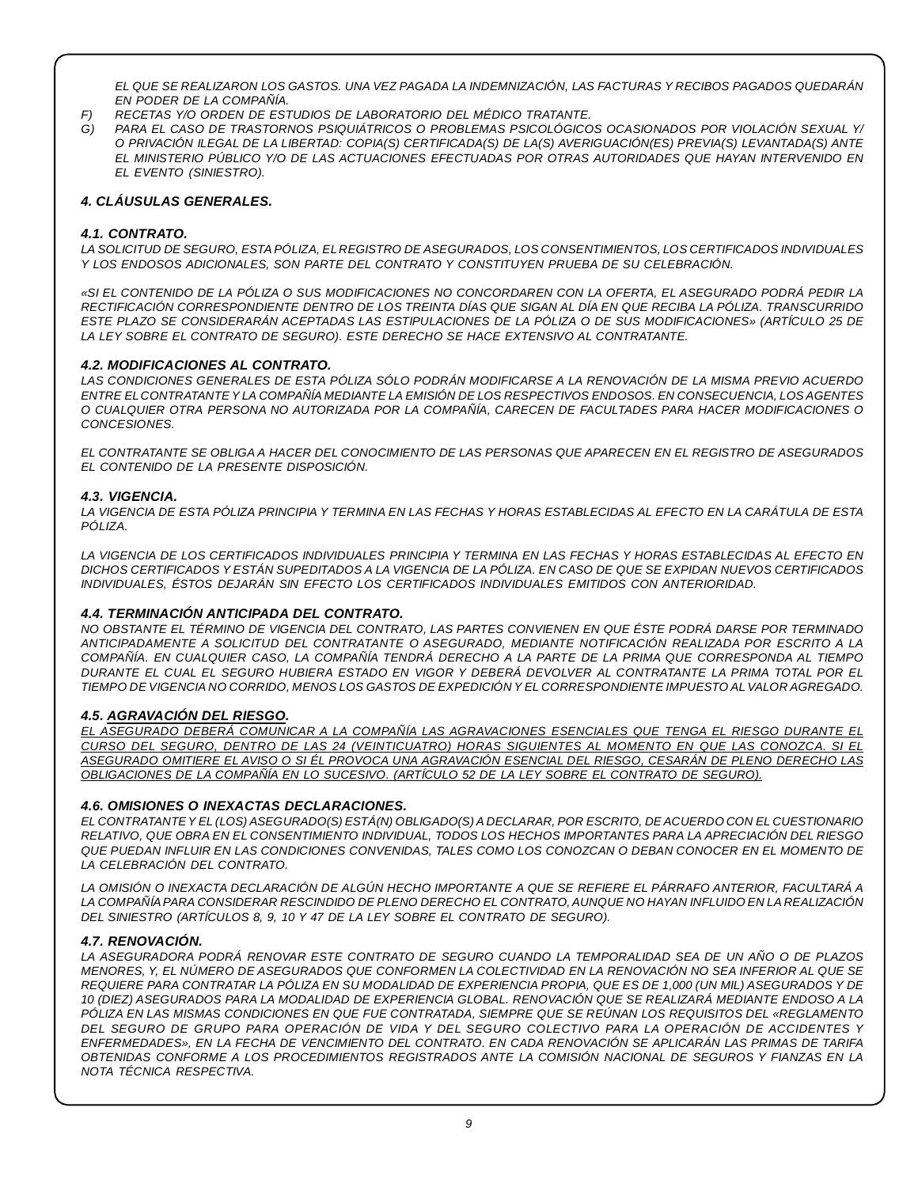*EL QUE SE REALIZARON LOS GASTOS. UNA VEZ PAGADA LA INDEMNIZACIÓN, LAS FACTURAS Y RECIBOS PAGADOS QUEDARÁN EN PODER DE LA COMPAÑÍA.*

*F) RECETAS Y/O ORDEN DE ESTUDIOS DE LABORATORIO DEL MÉDICO TRATANTE.*

*G) PARA EL CASO DE TRASTORNOS PSIQUIÁTRICOS O PROBLEMAS PSICOLÓGICOS OCASIONADOS POR VIOLACIÓN SEXUAL Y/O PRIVACIÓN ILEGAL DE LA LIBERTAD: COPIA(S) CERTIFICADA(S) DE LA(S) AVERIGUACIÓN(ES) PREVIA(S) LEVANTADA(S) ANTE EL MINISTERIO PÚBLICO Y/O DE LAS ACTUACIONES EFECTUADAS POR OTRAS AUTORIDADES QUE HAYAN INTERVENIDO EN EL EVENTO (SINIESTRO).*

## *4. CLÁUSULAS GENERALES.*

### *4.1. CONTRATO.*

*LA SOLICITUD DE SEGURO, ESTA PÓLIZA, EL REGISTRO DE ASEGURADOS, LOS CONSENTIMIENTOS, LOS CERTIFICADOS INDIVIDUALES Y LOS ENDOSOS ADICIONALES, SON PARTE DEL CONTRATO Y CONSTITUYEN PRUEBA DE SU CELEBRACIÓN.*

*«SI EL CONTENIDO DE LA PÓLIZA O SUS MODIFICACIONES NO CONCORDAREN CON LA OFERTA, EL ASEGURADO PODRÁ PEDIR LA RECTIFICACIÓN CORRESPONDIENTE DENTRO DE LOS TREINTA DÍAS QUE SIGAN AL DÍA EN QUE RECIBA LA PÓLIZA. TRANSCURRIDO ESTE PLAZO SE CONSIDERARÁN ACEPTADAS LAS ESTIPULACIONES DE LA PÓLIZA O DE SUS MODIFICACIONES» (ARTÍCULO 25 DE LA LEY SOBRE EL CONTRATO DE SEGURO). ESTE DERECHO SE HACE EXTENSIVO AL CONTRATANTE.*

### *4.2. MODIFICACIONES AL CONTRATO.*

*LAS CONDICIONES GENERALES DE ESTA PÓLIZA SÓLO PODRÁN MODIFICARSE A LA RENOVACIÓN DE LA MISMA PREVIO ACUERDO ENTRE EL CONTRATANTE Y LA COMPAÑÍA MEDIANTE LA EMISIÓN DE LOS RESPECTIVOS ENDOSOS. EN CONSECUENCIA, LOS AGENTES O CUALQUIER OTRA PERSONA NO AUTORIZADA POR LA COMPAÑÍA, CARECEN DE FACULTADES PARA HACER MODIFICACIONES O CONCESIONES.*

*EL CONTRATANTE SE OBLIGA A HACER DEL CONOCIMIENTO DE LAS PERSONAS QUE APARECEN EN EL REGISTRO DE ASEGURADOS EL CONTENIDO DE LA PRESENTE DISPOSICIÓN.*

### *4.3. VIGENCIA.*

*LA VIGENCIA DE ESTA PÓLIZA PRINCIPIA Y TERMINA EN LAS FECHAS Y HORAS ESTABLECIDAS AL EFECTO EN LA CARÁTULA DE ESTA PÓLIZA.*

*LA VIGENCIA DE LOS CERTIFICADOS INDIVIDUALES PRINCIPIA Y TERMINA EN LAS FECHAS Y HORAS ESTABLECIDAS AL EFECTO EN DICHOS CERTIFICADOS Y ESTÁN SUPEDITADOS A LA VIGENCIA DE LA PÓLIZA. EN CASO DE QUE SE EXPIDAN NUEVOS CERTIFICADOS INDIVIDUALES, ÉSTOS DEJARÁN SIN EFECTO LOS CERTIFICADOS INDIVIDUALES EMITIDOS CON ANTERIORIDAD.*

### *4.4. TERMINACIÓN ANTICIPADA DEL CONTRATO.*

*NO OBSTANTE EL TÉRMINO DE VIGENCIA DEL CONTRATO, LAS PARTES CONVIENEN EN QUE ÉSTE PODRÁ DARSE POR TERMINADO ANTICIPADAMENTE A SOLICITUD DEL CONTRATANTE O ASEGURADO, MEDIANTE NOTIFICACIÓN REALIZADA POR ESCRITO A LA COMPAÑÍA. EN CUALQUIER CASO, LA COMPAÑÍA TENDRÁ DERECHO A LA PARTE DE LA PRIMA QUE CORRESPONDA AL TIEMPO DURANTE EL CUAL EL SEGURO HUBIERA ESTADO EN VIGOR Y DEBERÁ DEVOLVER AL CONTRATANTE LA PRIMA TOTAL POR EL TIEMPO DE VIGENCIA NO CORRIDO, MENOS LOS GASTOS DE EXPEDICIÓN Y EL CORRESPONDIENTE IMPUESTO AL VALOR AGREGADO.*

### *4.5. AGRAVACIÓN DEL RIESGO.*

*EL ASEGURADO DEBERÁ COMUNICAR A LA COMPAÑÍA LAS AGRAVACIONES ESENCIALES QUE TENGA EL RIESGO DURANTE EL CURSO DEL SEGURO, DENTRO DE LAS 24 (VEINTICUATRO) HORAS SIGUIENTES AL MOMENTO EN QUE LAS CONOZCA. SI EL ASEGURADO OMITIERE EL AVISO O SI ÉL PROVOCA UNA AGRAVACIÓN ESENCIAL DEL RIESGO, CESARÁN DE PLENO DERECHO LAS OBLIGACIONES DE LA COMPAÑÍA EN LO SUCESIVO. (ARTÍCULO 52 DE LA LEY SOBRE EL CONTRATO DE SEGURO).*

### *4.6. OMISIONES O INEXACTAS DECLARACIONES.*

*EL CONTRATANTE Y EL (LOS) ASEGURADO(S) ESTÁ(N) OBLIGADO(S) A DECLARAR, POR ESCRITO, DE ACUERDO CON EL CUESTIONARIO RELATIVO, QUE OBRA EN EL CONSENTIMIENTO INDIVIDUAL, TODOS LOS HECHOS IMPORTANTES PARA LA APRECIACIÓN DEL RIESGO QUE PUEDAN INFLUIR EN LAS CONDICIONES CONVENIDAS, TALES COMO LOS CONOZCAN O DEBAN CONOCER EN EL MOMENTO DE LA CELEBRACIÓN DEL CONTRATO.*

*LA OMISIÓN O INEXACTA DECLARACIÓN DE ALGÚN HECHO IMPORTANTE A QUE SE REFIERE EL PÁRRAFO ANTERIOR, FACULTARÁ A LA COMPAÑÍA PARA CONSIDERAR RESCINDIDO DE PLENO DERECHO EL CONTRATO, AUNQUE NO HAYAN INFLUIDO EN LA REALIZACIÓN DEL SINIESTRO (ARTÍCULOS 8, 9, 10 Y 47 DE LA LEY SOBRE EL CONTRATO DE SEGURO).*

### *4.7. RENOVACIÓN.*

*LA ASEGURADORA PODRÁ RENOVAR ESTE CONTRATO DE SEGURO CUANDO LA TEMPORALIDAD SEA DE UN AÑO O DE PLAZOS MENORES, Y, EL NÚMERO DE ASEGURADOS QUE CONFORMEN LA COLECTIVIDAD EN LA RENOVACIÓN NO SEA INFERIOR AL QUE SE REQUIERE PARA CONTRATAR LA PÓLIZA EN SU MODALIDAD DE EXPERIENCIA PROPIA, QUE ES DE 1,000 (UN MIL) ASEGURADOS Y DE 10 (DIEZ) ASEGURADOS PARA LA MODALIDAD DE EXPERIENCIA GLOBAL. RENOVACIÓN QUE SE REALIZARÁ MEDIANTE ENDOSO A LA PÓLIZA EN LAS MISMAS CONDICIONES EN QUE FUE CONTRATADA, SIEMPRE QUE SE REÚNAN LOS REQUISITOS DEL «REGLAMENTO DEL SEGURO DE GRUPO PARA OPERACIÓN DE VIDA Y DEL SEGURO COLECTIVO PARA LA OPERACIÓN DE ACCIDENTES Y ENFERMEDADES», EN LA FECHA DE VENCIMIENTO DEL CONTRATO. EN CADA RENOVACIÓN SE APLICARÁN LAS PRIMAS DE TARIFA OBTENIDAS CONFORME A LOS PROCEDIMIENTOS REGISTRADOS ANTE LA COMISIÓN NACIONAL DE SEGUROS Y FIANZAS EN LA NOTA TÉCNICA RESPECTIVA.*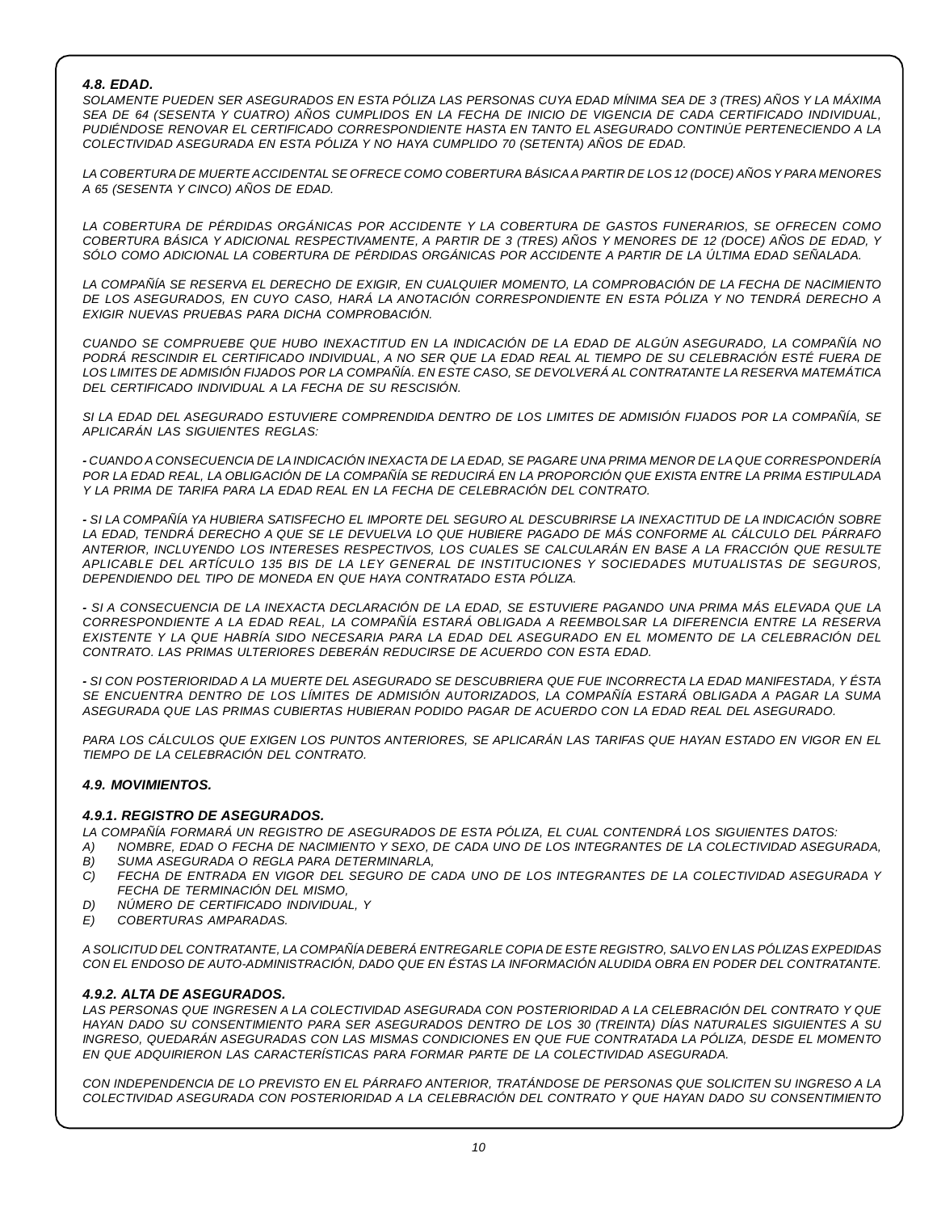### *4.8. EDAD.*

*SOLAMENTE PUEDEN SER ASEGURADOS EN ESTA PÓLIZA LAS PERSONAS CUYA EDAD MÍNIMA SEA DE 3 (TRES) AÑOS Y LA MÁXIMA SEA DE 64 (SESENTA Y CUATRO) AÑOS CUMPLIDOS EN LA FECHA DE INICIO DE VIGENCIA DE CADA CERTIFICADO INDIVIDUAL, PUDIÉNDOSE RENOVAR EL CERTIFICADO CORRESPONDIENTE HASTA EN TANTO EL ASEGURADO CONTINÚE PERTENECIENDO A LA COLECTIVIDAD ASEGURADA EN ESTA PÓLIZA Y NO HAYA CUMPLIDO 70 (SETENTA) AÑOS DE EDAD.*

*LA COBERTURA DE MUERTE ACCIDENTAL SE OFRECE COMO COBERTURA BÁSICA A PARTIR DE LOS 12 (DOCE) AÑOS Y PARA MENORES A 65 (SESENTA Y CINCO) AÑOS DE EDAD.*

*LA COBERTURA DE PÉRDIDAS ORGÁNICAS POR ACCIDENTE Y LA COBERTURA DE GASTOS FUNERARIOS, SE OFRECEN COMO COBERTURA BÁSICA Y ADICIONAL RESPECTIVAMENTE, A PARTIR DE 3 (TRES) AÑOS Y MENORES DE 12 (DOCE) AÑOS DE EDAD, Y SÓLO COMO ADICIONAL LA COBERTURA DE PÉRDIDAS ORGÁNICAS POR ACCIDENTE A PARTIR DE LA ÚLTIMA EDAD SEÑALADA.*

*LA COMPAÑÍA SE RESERVA EL DERECHO DE EXIGIR, EN CUALQUIER MOMENTO, LA COMPROBACIÓN DE LA FECHA DE NACIMIENTO DE LOS ASEGURADOS, EN CUYO CASO, HARÁ LA ANOTACIÓN CORRESPONDIENTE EN ESTA PÓLIZA Y NO TENDRÁ DERECHO A EXIGIR NUEVAS PRUEBAS PARA DICHA COMPROBACIÓN.*

*CUANDO SE COMPRUEBE QUE HUBO INEXACTITUD EN LA INDICACIÓN DE LA EDAD DE ALGÚN ASEGURADO, LA COMPAÑÍA NO PODRÁ RESCINDIR EL CERTIFICADO INDIVIDUAL, A NO SER QUE LA EDAD REAL AL TIEMPO DE SU CELEBRACIÓN ESTÉ FUERA DE LOS LIMITES DE ADMISIÓN FIJADOS POR LA COMPAÑÍA. EN ESTE CASO, SE DEVOLVERÁ AL CONTRATANTE LA RESERVA MATEMÁTICA DEL CERTIFICADO INDIVIDUAL A LA FECHA DE SU RESCISIÓN.*

*SI LA EDAD DEL ASEGURADO ESTUVIERE COMPRENDIDA DENTRO DE LOS LIMITES DE ADMISIÓN FIJADOS POR LA COMPAÑÍA, SE APLICARÁN LAS SIGUIENTES REGLAS:*

*- CUANDO A CONSECUENCIA DE LA INDICACIÓN INEXACTA DE LA EDAD, SE PAGARE UNA PRIMA MENOR DE LA QUE CORRESPONDERÍA POR LA EDAD REAL, LA OBLIGACIÓN DE LA COMPAÑÍA SE REDUCIRÁ EN LA PROPORCIÓN QUE EXISTA ENTRE LA PRIMA ESTIPULADA Y LA PRIMA DE TARIFA PARA LA EDAD REAL EN LA FECHA DE CELEBRACIÓN DEL CONTRATO.*

*- SI LA COMPAÑÍA YA HUBIERA SATISFECHO EL IMPORTE DEL SEGURO AL DESCUBRIRSE LA INEXACTITUD DE LA INDICACIÓN SOBRE LA EDAD, TENDRÁ DERECHO A QUE SE LE DEVUELVA LO QUE HUBIERE PAGADO DE MÁS CONFORME AL CÁLCULO DEL PÁRRAFO ANTERIOR, INCLUYENDO LOS INTERESES RESPECTIVOS, LOS CUALES SE CALCULARÁN EN BASE A LA FRACCIÓN QUE RESULTE APLICABLE DEL ARTÍCULO 135 BIS DE LA LEY GENERAL DE INSTITUCIONES Y SOCIEDADES MUTUALISTAS DE SEGUROS, DEPENDIENDO DEL TIPO DE MONEDA EN QUE HAYA CONTRATADO ESTA PÓLIZA.*

*- SI A CONSECUENCIA DE LA INEXACTA DECLARACIÓN DE LA EDAD, SE ESTUVIERE PAGANDO UNA PRIMA MÁS ELEVADA QUE LA CORRESPONDIENTE A LA EDAD REAL, LA COMPAÑÍA ESTARÁ OBLIGADA A REEMBOLSAR LA DIFERENCIA ENTRE LA RESERVA EXISTENTE Y LA QUE HABRÍA SIDO NECESARIA PARA LA EDAD DEL ASEGURADO EN EL MOMENTO DE LA CELEBRACIÓN DEL CONTRATO. LAS PRIMAS ULTERIORES DEBERÁN REDUCIRSE DE ACUERDO CON ESTA EDAD.*

*- SI CON POSTERIORIDAD A LA MUERTE DEL ASEGURADO SE DESCUBRIERA QUE FUE INCORRECTA LA EDAD MANIFESTADA, Y ÉSTA SE ENCUENTRA DENTRO DE LOS LÍMITES DE ADMISIÓN AUTORIZADOS, LA COMPAÑÍA ESTARÁ OBLIGADA A PAGAR LA SUMA ASEGURADA QUE LAS PRIMAS CUBIERTAS HUBIERAN PODIDO PAGAR DE ACUERDO CON LA EDAD REAL DEL ASEGURADO.*

*PARA LOS CÁLCULOS QUE EXIGEN LOS PUNTOS ANTERIORES, SE APLICARÁN LAS TARIFAS QUE HAYAN ESTADO EN VIGOR EN EL TIEMPO DE LA CELEBRACIÓN DEL CONTRATO.*

### *4.9. MOVIMIENTOS.*

#### *4.9.1. REGISTRO DE ASEGURADOS.*

*LA COMPAÑÍA FORMARÁ UN REGISTRO DE ASEGURADOS DE ESTA PÓLIZA, EL CUAL CONTENDRÁ LOS SIGUIENTES DATOS:*

*A) NOMBRE, EDAD O FECHA DE NACIMIENTO Y SEXO, DE CADA UNO DE LOS INTEGRANTES DE LA COLECTIVIDAD ASEGURADA,*
*B) SUMA ASEGURADA O REGLA PARA DETERMINARLA,*
*C) FECHA DE ENTRADA EN VIGOR DEL SEGURO DE CADA UNO DE LOS INTEGRANTES DE LA COLECTIVIDAD ASEGURADA Y FECHA DE TERMINACIÓN DEL MISMO,*
*D) NÚMERO DE CERTIFICADO INDIVIDUAL, Y*
*E) COBERTURAS AMPARADAS.*

*A SOLICITUD DEL CONTRATANTE, LA COMPAÑÍA DEBERÁ ENTREGARLE COPIA DE ESTE REGISTRO, SALVO EN LAS PÓLIZAS EXPEDIDAS CON EL ENDOSO DE AUTO-ADMINISTRACIÓN, DADO QUE EN ÉSTAS LA INFORMACIÓN ALUDIDA OBRA EN PODER DEL CONTRATANTE.*

#### *4.9.2. ALTA DE ASEGURADOS.*

*LAS PERSONAS QUE INGRESEN A LA COLECTIVIDAD ASEGURADA CON POSTERIORIDAD A LA CELEBRACIÓN DEL CONTRATO Y QUE HAYAN DADO SU CONSENTIMIENTO PARA SER ASEGURADOS DENTRO DE LOS 30 (TREINTA) DÍAS NATURALES SIGUIENTES A SU INGRESO, QUEDARÁN ASEGURADAS CON LAS MISMAS CONDICIONES EN QUE FUE CONTRATADA LA PÓLIZA, DESDE EL MOMENTO EN QUE ADQUIRIERON LAS CARACTERÍSTICAS PARA FORMAR PARTE DE LA COLECTIVIDAD ASEGURADA.*

*CON INDEPENDENCIA DE LO PREVISTO EN EL PÁRRAFO ANTERIOR, TRATÁNDOSE DE PERSONAS QUE SOLICITEN SU INGRESO A LA COLECTIVIDAD ASEGURADA CON POSTERIORIDAD A LA CELEBRACIÓN DEL CONTRATO Y QUE HAYAN DADO SU CONSENTIMIENTO*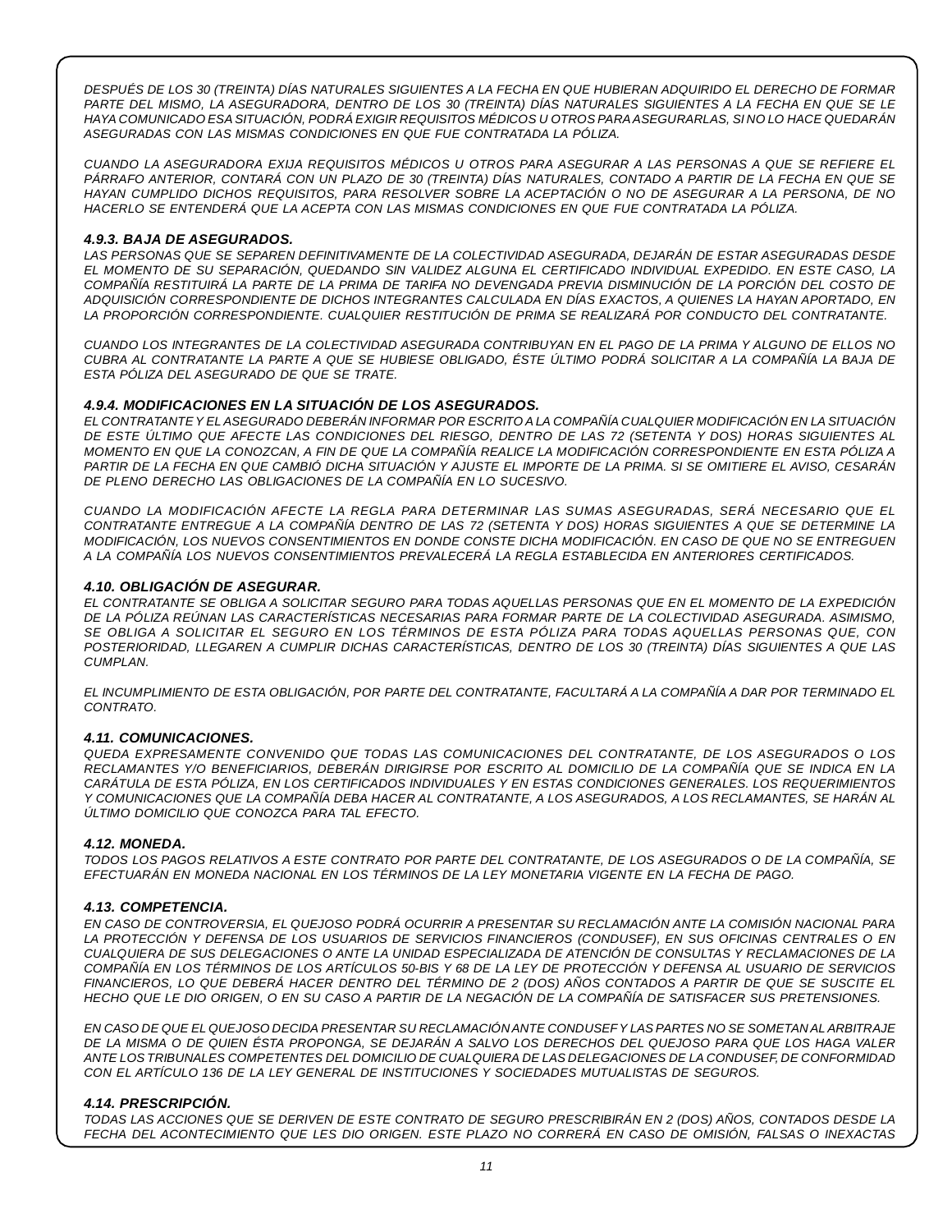*DESPUÉS DE LOS 30 (TREINTA) DÍAS NATURALES SIGUIENTES A LA FECHA EN QUE HUBIERAN ADQUIRIDO EL DERECHO DE FORMAR PARTE DEL MISMO, LA ASEGURADORA, DENTRO DE LOS 30 (TREINTA) DÍAS NATURALES SIGUIENTES A LA FECHA EN QUE SE LE HAYA COMUNICADO ESA SITUACIÓN, PODRÁ EXIGIR REQUISITOS MÉDICOS U OTROS PARA ASEGURARLAS, SI NO LO HACE QUEDARÁN ASEGURADAS CON LAS MISMAS CONDICIONES EN QUE FUE CONTRATADA LA PÓLIZA.*

*CUANDO LA ASEGURADORA EXIJA REQUISITOS MÉDICOS U OTROS PARA ASEGURAR A LAS PERSONAS A QUE SE REFIERE EL PÁRRAFO ANTERIOR, CONTARÁ CON UN PLAZO DE 30 (TREINTA) DÍAS NATURALES, CONTADO A PARTIR DE LA FECHA EN QUE SE HAYAN CUMPLIDO DICHOS REQUISITOS, PARA RESOLVER SOBRE LA ACEPTACIÓN O NO DE ASEGURAR A LA PERSONA, DE NO HACERLO SE ENTENDERÁ QUE LA ACEPTA CON LAS MISMAS CONDICIONES EN QUE FUE CONTRATADA LA PÓLIZA.*

#### *4.9.3. BAJA DE ASEGURADOS.*

*LAS PERSONAS QUE SE SEPAREN DEFINITIVAMENTE DE LA COLECTIVIDAD ASEGURADA, DEJARÁN DE ESTAR ASEGURADAS DESDE EL MOMENTO DE SU SEPARACIÓN, QUEDANDO SIN VALIDEZ ALGUNA EL CERTIFICADO INDIVIDUAL EXPEDIDO. EN ESTE CASO, LA COMPAÑÍA RESTITUIRÁ LA PARTE DE LA PRIMA DE TARIFA NO DEVENGADA PREVIA DISMINUCIÓN DE LA PORCIÓN DEL COSTO DE ADQUISICIÓN CORRESPONDIENTE DE DICHOS INTEGRANTES CALCULADA EN DÍAS EXACTOS, A QUIENES LA HAYAN APORTADO, EN LA PROPORCIÓN CORRESPONDIENTE. CUALQUIER RESTITUCIÓN DE PRIMA SE REALIZARÁ POR CONDUCTO DEL CONTRATANTE.*

*CUANDO LOS INTEGRANTES DE LA COLECTIVIDAD ASEGURADA CONTRIBUYAN EN EL PAGO DE LA PRIMA Y ALGUNO DE ELLOS NO CUBRA AL CONTRATANTE LA PARTE A QUE SE HUBIESE OBLIGADO, ÉSTE ÚLTIMO PODRÁ SOLICITAR A LA COMPAÑÍA LA BAJA DE ESTA PÓLIZA DEL ASEGURADO DE QUE SE TRATE.*

#### *4.9.4. MODIFICACIONES EN LA SITUACIÓN DE LOS ASEGURADOS.*

*EL CONTRATANTE Y EL ASEGURADO DEBERÁN INFORMAR POR ESCRITO A LA COMPAÑÍA CUALQUIER MODIFICACIÓN EN LA SITUACIÓN DE ESTE ÚLTIMO QUE AFECTE LAS CONDICIONES DEL RIESGO, DENTRO DE LAS 72 (SETENTA Y DOS) HORAS SIGUIENTES AL MOMENTO EN QUE LA CONOZCAN, A FIN DE QUE LA COMPAÑÍA REALICE LA MODIFICACIÓN CORRESPONDIENTE EN ESTA PÓLIZA A PARTIR DE LA FECHA EN QUE CAMBIÓ DICHA SITUACIÓN Y AJUSTE EL IMPORTE DE LA PRIMA. SI SE OMITIERE EL AVISO, CESARÁN DE PLENO DERECHO LAS OBLIGACIONES DE LA COMPAÑÍA EN LO SUCESIVO.*

*CUANDO LA MODIFICACIÓN AFECTE LA REGLA PARA DETERMINAR LAS SUMAS ASEGURADAS, SERÁ NECESARIO QUE EL CONTRATANTE ENTREGUE A LA COMPAÑÍA DENTRO DE LAS 72 (SETENTA Y DOS) HORAS SIGUIENTES A QUE SE DETERMINE LA MODIFICACIÓN, LOS NUEVOS CONSENTIMIENTOS EN DONDE CONSTE DICHA MODIFICACIÓN. EN CASO DE QUE NO SE ENTREGUEN A LA COMPAÑÍA LOS NUEVOS CONSENTIMIENTOS PREVALECERÁ LA REGLA ESTABLECIDA EN ANTERIORES CERTIFICADOS.*

### *4.10. OBLIGACIÓN DE ASEGURAR.*

*EL CONTRATANTE SE OBLIGA A SOLICITAR SEGURO PARA TODAS AQUELLAS PERSONAS QUE EN EL MOMENTO DE LA EXPEDICIÓN DE LA PÓLIZA REÚNAN LAS CARACTERÍSTICAS NECESARIAS PARA FORMAR PARTE DE LA COLECTIVIDAD ASEGURADA. ASIMISMO, SE OBLIGA A SOLICITAR EL SEGURO EN LOS TÉRMINOS DE ESTA PÓLIZA PARA TODAS AQUELLAS PERSONAS QUE, CON POSTERIORIDAD, LLEGAREN A CUMPLIR DICHAS CARACTERÍSTICAS, DENTRO DE LOS 30 (TREINTA) DÍAS SIGUIENTES A QUE LAS CUMPLAN.*

*EL INCUMPLIMIENTO DE ESTA OBLIGACIÓN, POR PARTE DEL CONTRATANTE, FACULTARÁ A LA COMPAÑÍA A DAR POR TERMINADO EL CONTRATO.*

### *4.11. COMUNICACIONES.*

*QUEDA EXPRESAMENTE CONVENIDO QUE TODAS LAS COMUNICACIONES DEL CONTRATANTE, DE LOS ASEGURADOS O LOS RECLAMANTES Y/O BENEFICIARIOS, DEBERÁN DIRIGIRSE POR ESCRITO AL DOMICILIO DE LA COMPAÑÍA QUE SE INDICA EN LA CARÁTULA DE ESTA PÓLIZA, EN LOS CERTIFICADOS INDIVIDUALES Y EN ESTAS CONDICIONES GENERALES. LOS REQUERIMIENTOS Y COMUNICACIONES QUE LA COMPAÑÍA DEBA HACER AL CONTRATANTE, A LOS ASEGURADOS, A LOS RECLAMANTES, SE HARÁN AL ÚLTIMO DOMICILIO QUE CONOZCA PARA TAL EFECTO.*

### *4.12. MONEDA.*

*TODOS LOS PAGOS RELATIVOS A ESTE CONTRATO POR PARTE DEL CONTRATANTE, DE LOS ASEGURADOS O DE LA COMPAÑÍA, SE EFECTUARÁN EN MONEDA NACIONAL EN LOS TÉRMINOS DE LA LEY MONETARIA VIGENTE EN LA FECHA DE PAGO.*

### *4.13. COMPETENCIA.*

*EN CASO DE CONTROVERSIA, EL QUEJOSO PODRÁ OCURRIR A PRESENTAR SU RECLAMACIÓN ANTE LA COMISIÓN NACIONAL PARA LA PROTECCIÓN Y DEFENSA DE LOS USUARIOS DE SERVICIOS FINANCIEROS (CONDUSEF), EN SUS OFICINAS CENTRALES O EN CUALQUIERA DE SUS DELEGACIONES O ANTE LA UNIDAD ESPECIALIZADA DE ATENCIÓN DE CONSULTAS Y RECLAMACIONES DE LA COMPAÑÍA EN LOS TÉRMINOS DE LOS ARTÍCULOS 50-BIS Y 68 DE LA LEY DE PROTECCIÓN Y DEFENSA AL USUARIO DE SERVICIOS FINANCIEROS, LO QUE DEBERÁ HACER DENTRO DEL TÉRMINO DE 2 (DOS) AÑOS CONTADOS A PARTIR DE QUE SE SUSCITE EL HECHO QUE LE DIO ORIGEN, O EN SU CASO A PARTIR DE LA NEGACIÓN DE LA COMPAÑÍA DE SATISFACER SUS PRETENSIONES.*

*EN CASO DE QUE EL QUEJOSO DECIDA PRESENTAR SU RECLAMACIÓN ANTE CONDUSEF Y LAS PARTES NO SE SOMETAN AL ARBITRAJE DE LA MISMA O DE QUIEN ÉSTA PROPONGA, SE DEJARÁN A SALVO LOS DERECHOS DEL QUEJOSO PARA QUE LOS HAGA VALER ANTE LOS TRIBUNALES COMPETENTES DEL DOMICILIO DE CUALQUIERA DE LAS DELEGACIONES DE LA CONDUSEF, DE CONFORMIDAD CON EL ARTÍCULO 136 DE LA LEY GENERAL DE INSTITUCIONES Y SOCIEDADES MUTUALISTAS DE SEGUROS.*

### *4.14. PRESCRIPCIÓN.*

*TODAS LAS ACCIONES QUE SE DERIVEN DE ESTE CONTRATO DE SEGURO PRESCRIBIRÁN EN 2 (DOS) AÑOS, CONTADOS DESDE LA FECHA DEL ACONTECIMIENTO QUE LES DIO ORIGEN. ESTE PLAZO NO CORRERÁ EN CASO DE OMISIÓN, FALSAS O INEXACTAS*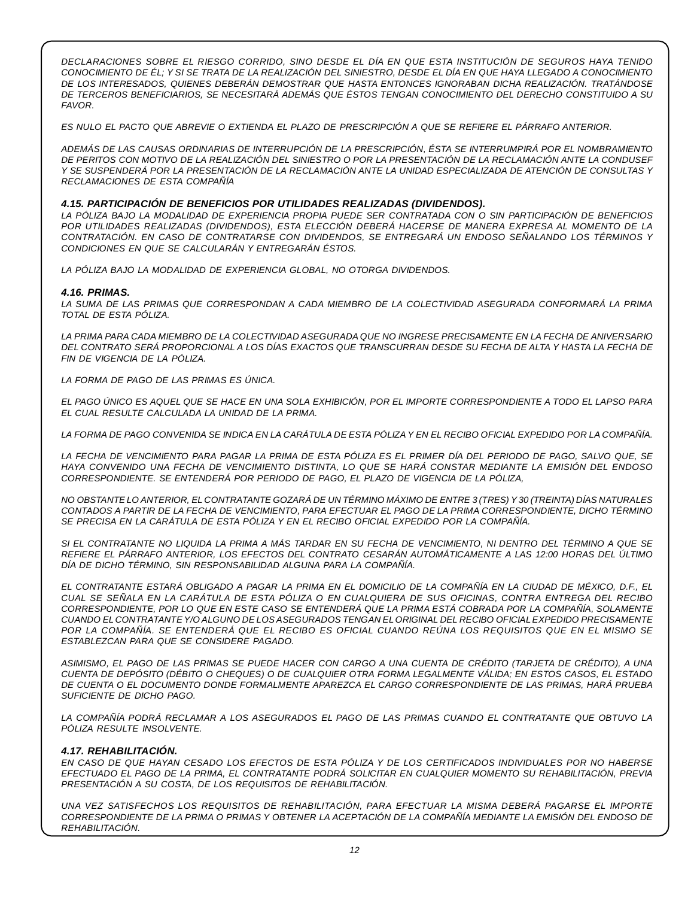*DECLARACIONES SOBRE EL RIESGO CORRIDO, SINO DESDE EL DÍA EN QUE ESTA INSTITUCIÓN DE SEGUROS HAYA TENIDO CONOCIMIENTO DE ÉL; Y SI SE TRATA DE LA REALIZACIÓN DEL SINIESTRO, DESDE EL DÍA EN QUE HAYA LLEGADO A CONOCIMIENTO DE LOS INTERESADOS, QUIENES DEBERÁN DEMOSTRAR QUE HASTA ENTONCES IGNORABAN DICHA REALIZACIÓN. TRATÁNDOSE DE TERCEROS BENEFICIARIOS, SE NECESITARÁ ADEMÁS QUE ÉSTOS TENGAN CONOCIMIENTO DEL DERECHO CONSTITUIDO A SU FAVOR.*

*ES NULO EL PACTO QUE ABREVIE O EXTIENDA EL PLAZO DE PRESCRIPCIÓN A QUE SE REFIERE EL PÁRRAFO ANTERIOR.*

*ADEMÁS DE LAS CAUSAS ORDINARIAS DE INTERRUPCIÓN DE LA PRESCRIPCIÓN, ÉSTA SE INTERRUMPIRÁ POR EL NOMBRAMIENTO DE PERITOS CON MOTIVO DE LA REALIZACIÓN DEL SINIESTRO O POR LA PRESENTACIÓN DE LA RECLAMACIÓN ANTE LA CONDUSEF Y SE SUSPENDERÁ POR LA PRESENTACIÓN DE LA RECLAMACIÓN ANTE LA UNIDAD ESPECIALIZADA DE ATENCIÓN DE CONSULTAS Y RECLAMACIONES DE ESTA COMPAÑÍA*

### *4.15. PARTICIPACIÓN DE BENEFICIOS POR UTILIDADES REALIZADAS (DIVIDENDOS).*

*LA PÓLIZA BAJO LA MODALIDAD DE EXPERIENCIA PROPIA PUEDE SER CONTRATADA CON O SIN PARTICIPACIÓN DE BENEFICIOS POR UTILIDADES REALIZADAS (DIVIDENDOS), ESTA ELECCIÓN DEBERÁ HACERSE DE MANERA EXPRESA AL MOMENTO DE LA CONTRATACIÓN. EN CASO DE CONTRATARSE CON DIVIDENDOS, SE ENTREGARÁ UN ENDOSO SEÑALANDO LOS TÉRMINOS Y CONDICIONES EN QUE SE CALCULARÁN Y ENTREGARÁN ÉSTOS.*

*LA PÓLIZA BAJO LA MODALIDAD DE EXPERIENCIA GLOBAL, NO OTORGA DIVIDENDOS.*

### *4.16. PRIMAS.*

*LA SUMA DE LAS PRIMAS QUE CORRESPONDAN A CADA MIEMBRO DE LA COLECTIVIDAD ASEGURADA CONFORMARÁ LA PRIMA TOTAL DE ESTA PÓLIZA.*

*LA PRIMA PARA CADA MIEMBRO DE LA COLECTIVIDAD ASEGURADA QUE NO INGRESE PRECISAMENTE EN LA FECHA DE ANIVERSARIO DEL CONTRATO SERÁ PROPORCIONAL A LOS DÍAS EXACTOS QUE TRANSCURRAN DESDE SU FECHA DE ALTA Y HASTA LA FECHA DE FIN DE VIGENCIA DE LA PÓLIZA.*

*LA FORMA DE PAGO DE LAS PRIMAS ES ÚNICA.*

*EL PAGO ÚNICO ES AQUEL QUE SE HACE EN UNA SOLA EXHIBICIÓN, POR EL IMPORTE CORRESPONDIENTE A TODO EL LAPSO PARA EL CUAL RESULTE CALCULADA LA UNIDAD DE LA PRIMA.*

*LA FORMA DE PAGO CONVENIDA SE INDICA EN LA CARÁTULA DE ESTA PÓLIZA Y EN EL RECIBO OFICIAL EXPEDIDO POR LA COMPAÑÍA.*

*LA FECHA DE VENCIMIENTO PARA PAGAR LA PRIMA DE ESTA PÓLIZA ES EL PRIMER DÍA DEL PERIODO DE PAGO, SALVO QUE, SE HAYA CONVENIDO UNA FECHA DE VENCIMIENTO DISTINTA, LO QUE SE HARÁ CONSTAR MEDIANTE LA EMISIÓN DEL ENDOSO CORRESPONDIENTE. SE ENTENDERÁ POR PERIODO DE PAGO, EL PLAZO DE VIGENCIA DE LA PÓLIZA,*

*NO OBSTANTE LO ANTERIOR, EL CONTRATANTE GOZARÁ DE UN TÉRMINO MÁXIMO DE ENTRE 3 (TRES) Y 30 (TREINTA) DÍAS NATURALES CONTADOS A PARTIR DE LA FECHA DE VENCIMIENTO, PARA EFECTUAR EL PAGO DE LA PRIMA CORRESPONDIENTE, DICHO TÉRMINO SE PRECISA EN LA CARÁTULA DE ESTA PÓLIZA Y EN EL RECIBO OFICIAL EXPEDIDO POR LA COMPAÑÍA.*

*SI EL CONTRATANTE NO LIQUIDA LA PRIMA A MÁS TARDAR EN SU FECHA DE VENCIMIENTO, NI DENTRO DEL TÉRMINO A QUE SE REFIERE EL PÁRRAFO ANTERIOR, LOS EFECTOS DEL CONTRATO CESARÁN AUTOMÁTICAMENTE A LAS 12:00 HORAS DEL ÚLTIMO DÍA DE DICHO TÉRMINO, SIN RESPONSABILIDAD ALGUNA PARA LA COMPAÑÍA.*

*EL CONTRATANTE ESTARÁ OBLIGADO A PAGAR LA PRIMA EN EL DOMICILIO DE LA COMPAÑÍA EN LA CIUDAD DE MÉXICO, D.F., EL CUAL SE SEÑALA EN LA CARÁTULA DE ESTA PÓLIZA O EN CUALQUIERA DE SUS OFICINAS, CONTRA ENTREGA DEL RECIBO CORRESPONDIENTE, POR LO QUE EN ESTE CASO SE ENTENDERÁ QUE LA PRIMA ESTÁ COBRADA POR LA COMPAÑÍA, SOLAMENTE CUANDO EL CONTRATANTE Y/O ALGUNO DE LOS ASEGURADOS TENGAN EL ORIGINAL DEL RECIBO OFICIAL EXPEDIDO PRECISAMENTE POR LA COMPAÑÍA. SE ENTENDERÁ QUE EL RECIBO ES OFICIAL CUANDO REÚNA LOS REQUISITOS QUE EN EL MISMO SE ESTABLEZCAN PARA QUE SE CONSIDERE PAGADO.*

*ASIMISMO, EL PAGO DE LAS PRIMAS SE PUEDE HACER CON CARGO A UNA CUENTA DE CRÉDITO (TARJETA DE CRÉDITO), A UNA CUENTA DE DEPÓSITO (DÉBITO O CHEQUES) O DE CUALQUIER OTRA FORMA LEGALMENTE VÁLIDA; EN ESTOS CASOS, EL ESTADO DE CUENTA O EL DOCUMENTO DONDE FORMALMENTE APAREZCA EL CARGO CORRESPONDIENTE DE LAS PRIMAS, HARÁ PRUEBA SUFICIENTE DE DICHO PAGO.*

*LA COMPAÑÍA PODRÁ RECLAMAR A LOS ASEGURADOS EL PAGO DE LAS PRIMAS CUANDO EL CONTRATANTE QUE OBTUVO LA PÓLIZA RESULTE INSOLVENTE.*

### *4.17. REHABILITACIÓN.*

*EN CASO DE QUE HAYAN CESADO LOS EFECTOS DE ESTA PÓLIZA Y DE LOS CERTIFICADOS INDIVIDUALES POR NO HABERSE EFECTUADO EL PAGO DE LA PRIMA, EL CONTRATANTE PODRÁ SOLICITAR EN CUALQUIER MOMENTO SU REHABILITACIÓN, PREVIA PRESENTACIÓN A SU COSTA, DE LOS REQUISITOS DE REHABILITACIÓN.*

*UNA VEZ SATISFECHOS LOS REQUISITOS DE REHABILITACIÓN, PARA EFECTUAR LA MISMA DEBERÁ PAGARSE EL IMPORTE CORRESPONDIENTE DE LA PRIMA O PRIMAS Y OBTENER LA ACEPTACIÓN DE LA COMPAÑÍA MEDIANTE LA EMISIÓN DEL ENDOSO DE REHABILITACIÓN.*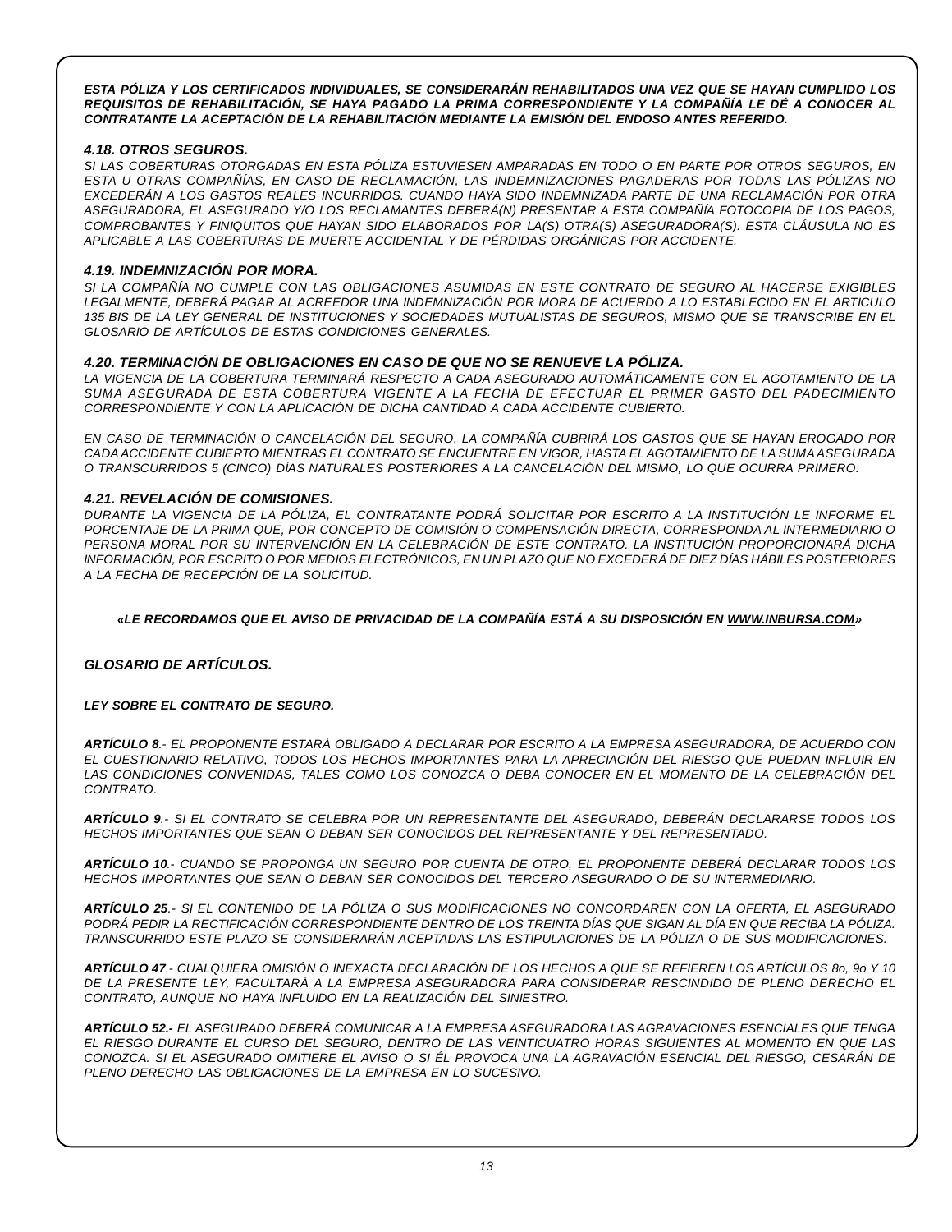***ESTA PÓLIZA Y LOS CERTIFICADOS INDIVIDUALES, SE CONSIDERARÁN REHABILITADOS UNA VEZ QUE SE HAYAN CUMPLIDO LOS REQUISITOS DE REHABILITACIÓN, SE HAYA PAGADO LA PRIMA CORRESPONDIENTE Y LA COMPAÑÍA LE DÉ A CONOCER AL CONTRATANTE LA ACEPTACIÓN DE LA REHABILITACIÓN MEDIANTE LA EMISIÓN DEL ENDOSO ANTES REFERIDO.***

### *4.18. OTROS SEGUROS.*

*SI LAS COBERTURAS OTORGADAS EN ESTA PÓLIZA ESTUVIESEN AMPARADAS EN TODO O EN PARTE POR OTROS SEGUROS, EN ESTA U OTRAS COMPAÑÍAS, EN CASO DE RECLAMACIÓN, LAS INDEMNIZACIONES PAGADERAS POR TODAS LAS PÓLIZAS NO EXCEDERÁN A LOS GASTOS REALES INCURRIDOS. CUANDO HAYA SIDO INDEMNIZADA PARTE DE UNA RECLAMACIÓN POR OTRA ASEGURADORA, EL ASEGURADO Y/O LOS RECLAMANTES DEBERÁ(N) PRESENTAR A ESTA COMPAÑÍA FOTOCOPIA DE LOS PAGOS, COMPROBANTES Y FINIQUITOS QUE HAYAN SIDO ELABORADOS POR LA(S) OTRA(S) ASEGURADORA(S). ESTA CLÁUSULA NO ES APLICABLE A LAS COBERTURAS DE MUERTE ACCIDENTAL Y DE PÉRDIDAS ORGÁNICAS POR ACCIDENTE.*

### *4.19. INDEMNIZACIÓN POR MORA.*

*SI LA COMPAÑÍA NO CUMPLE CON LAS OBLIGACIONES ASUMIDAS EN ESTE CONTRATO DE SEGURO AL HACERSE EXIGIBLES LEGALMENTE, DEBERÁ PAGAR AL ACREEDOR UNA INDEMNIZACIÓN POR MORA DE ACUERDO A LO ESTABLECIDO EN EL ARTICULO 135 BIS DE LA LEY GENERAL DE INSTITUCIONES Y SOCIEDADES MUTUALISTAS DE SEGUROS, MISMO QUE SE TRANSCRIBE EN EL GLOSARIO DE ARTÍCULOS DE ESTAS CONDICIONES GENERALES.*

### *4.20. TERMINACIÓN DE OBLIGACIONES EN CASO DE QUE NO SE RENUEVE LA PÓLIZA.*

*LA VIGENCIA DE LA COBERTURA TERMINARÁ RESPECTO A CADA ASEGURADO AUTOMÁTICAMENTE CON EL AGOTAMIENTO DE LA SUMA ASEGURADA DE ESTA COBERTURA VIGENTE A LA FECHA DE EFECTUAR EL PRIMER GASTO DEL PADECIMIENTO CORRESPONDIENTE Y CON LA APLICACIÓN DE DICHA CANTIDAD A CADA ACCIDENTE CUBIERTO.*

*EN CASO DE TERMINACIÓN O CANCELACIÓN DEL SEGURO, LA COMPAÑÍA CUBRIRÁ LOS GASTOS QUE SE HAYAN EROGADO POR CADA ACCIDENTE CUBIERTO MIENTRAS EL CONTRATO SE ENCUENTRE EN VIGOR, HASTA EL AGOTAMIENTO DE LA SUMA ASEGURADA O TRANSCURRIDOS 5 (CINCO) DÍAS NATURALES POSTERIORES A LA CANCELACIÓN DEL MISMO, LO QUE OCURRA PRIMERO.*

### *4.21. REVELACIÓN DE COMISIONES.*

*DURANTE LA VIGENCIA DE LA PÓLIZA, EL CONTRATANTE PODRÁ SOLICITAR POR ESCRITO A LA INSTITUCIÓN LE INFORME EL PORCENTAJE DE LA PRIMA QUE, POR CONCEPTO DE COMISIÓN O COMPENSACIÓN DIRECTA, CORRESPONDA AL INTERMEDIARIO O PERSONA MORAL POR SU INTERVENCIÓN EN LA CELEBRACIÓN DE ESTE CONTRATO. LA INSTITUCIÓN PROPORCIONARÁ DICHA INFORMACIÓN, POR ESCRITO O POR MEDIOS ELECTRÓNICOS, EN UN PLAZO QUE NO EXCEDERÁ DE DIEZ DÍAS HÁBILES POSTERIORES A LA FECHA DE RECEPCIÓN DE LA SOLICITUD.*

***«LE RECORDAMOS QUE EL AVISO DE PRIVACIDAD DE LA COMPAÑÍA ESTÁ A SU DISPOSICIÓN EN WWW.INBURSA.COM»***

## *GLOSARIO DE ARTÍCULOS.*

***LEY SOBRE EL CONTRATO DE SEGURO.***

***ARTÍCULO 8**.- EL PROPONENTE ESTARÁ OBLIGADO A DECLARAR POR ESCRITO A LA EMPRESA ASEGURADORA, DE ACUERDO CON EL CUESTIONARIO RELATIVO, TODOS LOS HECHOS IMPORTANTES PARA LA APRECIACIÓN DEL RIESGO QUE PUEDAN INFLUIR EN LAS CONDICIONES CONVENIDAS, TALES COMO LOS CONOZCA O DEBA CONOCER EN EL MOMENTO DE LA CELEBRACIÓN DEL CONTRATO.*

***ARTÍCULO 9**.- SI EL CONTRATO SE CELEBRA POR UN REPRESENTANTE DEL ASEGURADO, DEBERÁN DECLARARSE TODOS LOS HECHOS IMPORTANTES QUE SEAN O DEBAN SER CONOCIDOS DEL REPRESENTANTE Y DEL REPRESENTADO.*

***ARTÍCULO 10**.- CUANDO SE PROPONGA UN SEGURO POR CUENTA DE OTRO, EL PROPONENTE DEBERÁ DECLARAR TODOS LOS HECHOS IMPORTANTES QUE SEAN O DEBAN SER CONOCIDOS DEL TERCERO ASEGURADO O DE SU INTERMEDIARIO.*

***ARTÍCULO 25**.- SI EL CONTENIDO DE LA PÓLIZA O SUS MODIFICACIONES NO CONCORDAREN CON LA OFERTA, EL ASEGURADO PODRÁ PEDIR LA RECTIFICACIÓN CORRESPONDIENTE DENTRO DE LOS TREINTA DÍAS QUE SIGAN AL DÍA EN QUE RECIBA LA PÓLIZA. TRANSCURRIDO ESTE PLAZO SE CONSIDERARÁN ACEPTADAS LAS ESTIPULACIONES DE LA PÓLIZA O DE SUS MODIFICACIONES.*

***ARTÍCULO 47**.- CUALQUIERA OMISIÓN O INEXACTA DECLARACIÓN DE LOS HECHOS A QUE SE REFIEREN LOS ARTÍCULOS 8o, 9o Y 10 DE LA PRESENTE LEY, FACULTARÁ A LA EMPRESA ASEGURADORA PARA CONSIDERAR RESCINDIDO DE PLENO DERECHO EL CONTRATO, AUNQUE NO HAYA INFLUIDO EN LA REALIZACIÓN DEL SINIESTRO.*

***ARTÍCULO 52.-** EL ASEGURADO DEBERÁ COMUNICAR A LA EMPRESA ASEGURADORA LAS AGRAVACIONES ESENCIALES QUE TENGA EL RIESGO DURANTE EL CURSO DEL SEGURO, DENTRO DE LAS VEINTICUATRO HORAS SIGUIENTES AL MOMENTO EN QUE LAS CONOZCA. SI EL ASEGURADO OMITIERE EL AVISO O SI ÉL PROVOCA UNA LA AGRAVACIÓN ESENCIAL DEL RIESGO, CESARÁN DE PLENO DERECHO LAS OBLIGACIONES DE LA EMPRESA EN LO SUCESIVO.*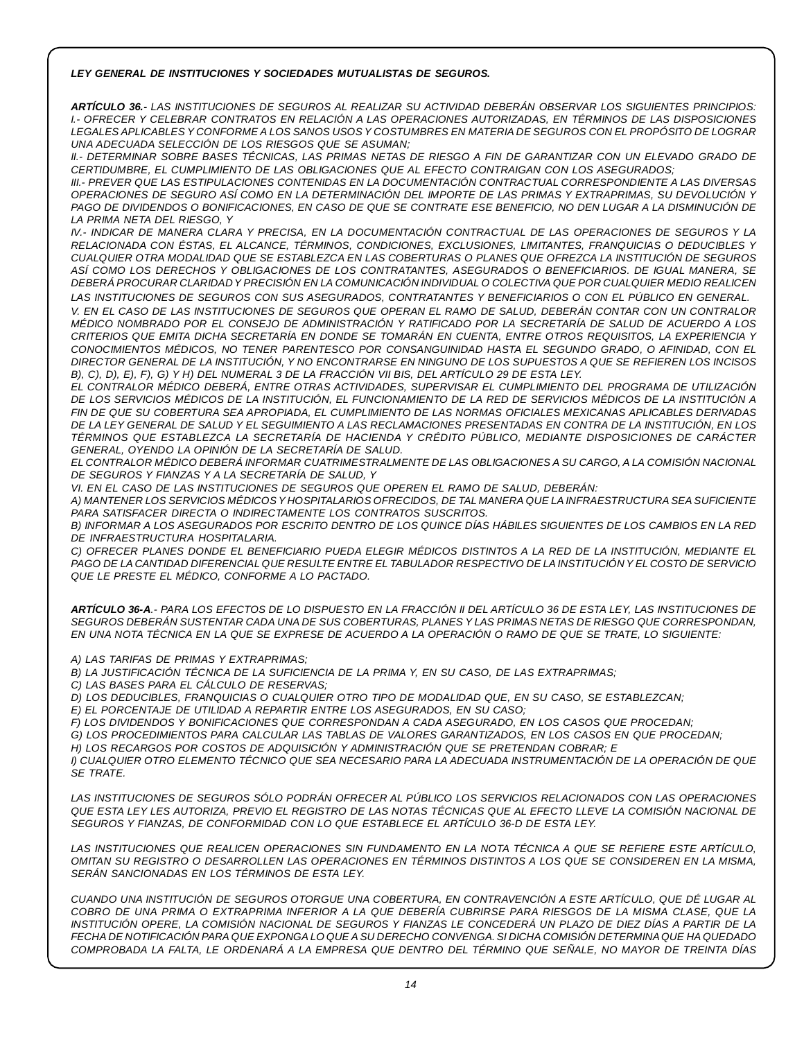***LEY GENERAL DE INSTITUCIONES Y SOCIEDADES MUTUALISTAS DE SEGUROS.***

***ARTÍCULO 36.-*** *LAS INSTITUCIONES DE SEGUROS AL REALIZAR SU ACTIVIDAD DEBERÁN OBSERVAR LOS SIGUIENTES PRINCIPIOS:*
*I.- OFRECER Y CELEBRAR CONTRATOS EN RELACIÓN A LAS OPERACIONES AUTORIZADAS, EN TÉRMINOS DE LAS DISPOSICIONES LEGALES APLICABLES Y CONFORME A LOS SANOS USOS Y COSTUMBRES EN MATERIA DE SEGUROS CON EL PROPÓSITO DE LOGRAR UNA ADECUADA SELECCIÓN DE LOS RIESGOS QUE SE ASUMAN;*
*II.- DETERMINAR SOBRE BASES TÉCNICAS, LAS PRIMAS NETAS DE RIESGO A FIN DE GARANTIZAR CON UN ELEVADO GRADO DE CERTIDUMBRE, EL CUMPLIMIENTO DE LAS OBLIGACIONES QUE AL EFECTO CONTRAIGAN CON LOS ASEGURADOS;*
*III.- PREVER QUE LAS ESTIPULACIONES CONTENIDAS EN LA DOCUMENTACIÓN CONTRACTUAL CORRESPONDIENTE A LAS DIVERSAS OPERACIONES DE SEGURO ASÍ COMO EN LA DETERMINACIÓN DEL IMPORTE DE LAS PRIMAS Y EXTRAPRIMAS, SU DEVOLUCIÓN Y PAGO DE DIVIDENDOS O BONIFICACIONES, EN CASO DE QUE SE CONTRATE ESE BENEFICIO, NO DEN LUGAR A LA DISMINUCIÓN DE LA PRIMA NETA DEL RIESGO, Y*
*IV.- INDICAR DE MANERA CLARA Y PRECISA, EN LA DOCUMENTACIÓN CONTRACTUAL DE LAS OPERACIONES DE SEGUROS Y LA RELACIONADA CON ÉSTAS, EL ALCANCE, TÉRMINOS, CONDICIONES, EXCLUSIONES, LIMITANTES, FRANQUICIAS O DEDUCIBLES Y CUALQUIER OTRA MODALIDAD QUE SE ESTABLEZCA EN LAS COBERTURAS O PLANES QUE OFREZCA LA INSTITUCIÓN DE SEGUROS ASÍ COMO LOS DERECHOS Y OBLIGACIONES DE LOS CONTRATANTES, ASEGURADOS O BENEFICIARIOS. DE IGUAL MANERA, SE DEBERÁ PROCURAR CLARIDAD Y PRECISIÓN EN LA COMUNICACIÓN INDIVIDUAL O COLECTIVA QUE POR CUALQUIER MEDIO REALICEN LAS INSTITUCIONES DE SEGUROS CON SUS ASEGURADOS, CONTRATANTES Y BENEFICIARIOS O CON EL PÚBLICO EN GENERAL.*
*V. EN EL CASO DE LAS INSTITUCIONES DE SEGUROS QUE OPERAN EL RAMO DE SALUD, DEBERÁN CONTAR CON UN CONTRALOR MÉDICO NOMBRADO POR EL CONSEJO DE ADMINISTRACIÓN Y RATIFICADO POR LA SECRETARÍA DE SALUD DE ACUERDO A LOS CRITERIOS QUE EMITA DICHA SECRETARÍA EN DONDE SE TOMARÁN EN CUENTA, ENTRE OTROS REQUISITOS, LA EXPERIENCIA Y CONOCIMIENTOS MÉDICOS, NO TENER PARENTESCO POR CONSANGUINIDAD HASTA EL SEGUNDO GRADO, O AFINIDAD, CON EL DIRECTOR GENERAL DE LA INSTITUCIÓN, Y NO ENCONTRARSE EN NINGUNO DE LOS SUPUESTOS A QUE SE REFIEREN LOS INCISOS B), C), D), E), F), G) Y H) DEL NUMERAL 3 DE LA FRACCIÓN VII BIS, DEL ARTÍCULO 29 DE ESTA LEY.*
*EL CONTRALOR MÉDICO DEBERÁ, ENTRE OTRAS ACTIVIDADES, SUPERVISAR EL CUMPLIMIENTO DEL PROGRAMA DE UTILIZACIÓN DE LOS SERVICIOS MÉDICOS DE LA INSTITUCIÓN, EL FUNCIONAMIENTO DE LA RED DE SERVICIOS MÉDICOS DE LA INSTITUCIÓN A FIN DE QUE SU COBERTURA SEA APROPIADA, EL CUMPLIMIENTO DE LAS NORMAS OFICIALES MEXICANAS APLICABLES DERIVADAS DE LA LEY GENERAL DE SALUD Y EL SEGUIMIENTO A LAS RECLAMACIONES PRESENTADAS EN CONTRA DE LA INSTITUCIÓN, EN LOS TÉRMINOS QUE ESTABLEZCA LA SECRETARÍA DE HACIENDA Y CRÉDITO PÚBLICO, MEDIANTE DISPOSICIONES DE CARÁCTER GENERAL, OYENDO LA OPINIÓN DE LA SECRETARÍA DE SALUD.*
*EL CONTRALOR MÉDICO DEBERÁ INFORMAR CUATRIMESTRALMENTE DE LAS OBLIGACIONES A SU CARGO, A LA COMISIÓN NACIONAL DE SEGUROS Y FIANZAS Y A LA SECRETARÍA DE SALUD, Y*
*VI. EN EL CASO DE LAS INSTITUCIONES DE SEGUROS QUE OPEREN EL RAMO DE SALUD, DEBERÁN:*
*A) MANTENER LOS SERVICIOS MÉDICOS Y HOSPITALARIOS OFRECIDOS, DE TAL MANERA QUE LA INFRAESTRUCTURA SEA SUFICIENTE PARA SATISFACER DIRECTA O INDIRECTAMENTE LOS CONTRATOS SUSCRITOS.*
*B) INFORMAR A LOS ASEGURADOS POR ESCRITO DENTRO DE LOS QUINCE DÍAS HÁBILES SIGUIENTES DE LOS CAMBIOS EN LA RED DE INFRAESTRUCTURA HOSPITALARIA.*
*C) OFRECER PLANES DONDE EL BENEFICIARIO PUEDA ELEGIR MÉDICOS DISTINTOS A LA RED DE LA INSTITUCIÓN, MEDIANTE EL PAGO DE LA CANTIDAD DIFERENCIAL QUE RESULTE ENTRE EL TABULADOR RESPECTIVO DE LA INSTITUCIÓN Y EL COSTO DE SERVICIO QUE LE PRESTE EL MÉDICO, CONFORME A LO PACTADO.*

***ARTÍCULO 36-A****.- PARA LOS EFECTOS DE LO DISPUESTO EN LA FRACCIÓN II DEL ARTÍCULO 36 DE ESTA LEY, LAS INSTITUCIONES DE SEGUROS DEBERÁN SUSTENTAR CADA UNA DE SUS COBERTURAS, PLANES Y LAS PRIMAS NETAS DE RIESGO QUE CORRESPONDAN, EN UNA NOTA TÉCNICA EN LA QUE SE EXPRESE DE ACUERDO A LA OPERACIÓN O RAMO DE QUE SE TRATE, LO SIGUIENTE:*

*A) LAS TARIFAS DE PRIMAS Y EXTRAPRIMAS;*
*B) LA JUSTIFICACIÓN TÉCNICA DE LA SUFICIENCIA DE LA PRIMA Y, EN SU CASO, DE LAS EXTRAPRIMAS;*
*C) LAS BASES PARA EL CÁLCULO DE RESERVAS;*
*D) LOS DEDUCIBLES, FRANQUICIAS O CUALQUIER OTRO TIPO DE MODALIDAD QUE, EN SU CASO, SE ESTABLEZCAN;*
*E) EL PORCENTAJE DE UTILIDAD A REPARTIR ENTRE LOS ASEGURADOS, EN SU CASO;*
*F) LOS DIVIDENDOS Y BONIFICACIONES QUE CORRESPONDAN A CADA ASEGURADO, EN LOS CASOS QUE PROCEDAN;*
*G) LOS PROCEDIMIENTOS PARA CALCULAR LAS TABLAS DE VALORES GARANTIZADOS, EN LOS CASOS EN QUE PROCEDAN;*
*H) LOS RECARGOS POR COSTOS DE ADQUISICIÓN Y ADMINISTRACIÓN QUE SE PRETENDAN COBRAR; E*
*I) CUALQUIER OTRO ELEMENTO TÉCNICO QUE SEA NECESARIO PARA LA ADECUADA INSTRUMENTACIÓN DE LA OPERACIÓN DE QUE SE TRATE.*

*LAS INSTITUCIONES DE SEGUROS SÓLO PODRÁN OFRECER AL PÚBLICO LOS SERVICIOS RELACIONADOS CON LAS OPERACIONES QUE ESTA LEY LES AUTORIZA, PREVIO EL REGISTRO DE LAS NOTAS TÉCNICAS QUE AL EFECTO LLEVE LA COMISIÓN NACIONAL DE SEGUROS Y FIANZAS, DE CONFORMIDAD CON LO QUE ESTABLECE EL ARTÍCULO 36-D DE ESTA LEY.*

*LAS INSTITUCIONES QUE REALICEN OPERACIONES SIN FUNDAMENTO EN LA NOTA TÉCNICA A QUE SE REFIERE ESTE ARTÍCULO, OMITAN SU REGISTRO O DESARROLLEN LAS OPERACIONES EN TÉRMINOS DISTINTOS A LOS QUE SE CONSIDEREN EN LA MISMA, SERÁN SANCIONADAS EN LOS TÉRMINOS DE ESTA LEY.*

*CUANDO UNA INSTITUCIÓN DE SEGUROS OTORGUE UNA COBERTURA, EN CONTRAVENCIÓN A ESTE ARTÍCULO, QUE DÉ LUGAR AL COBRO DE UNA PRIMA O EXTRAPRIMA INFERIOR A LA QUE DEBERÍA CUBRIRSE PARA RIESGOS DE LA MISMA CLASE, QUE LA INSTITUCIÓN OPERE, LA COMISIÓN NACIONAL DE SEGUROS Y FIANZAS LE CONCEDERÁ UN PLAZO DE DIEZ DÍAS A PARTIR DE LA FECHA DE NOTIFICACIÓN PARA QUE EXPONGA LO QUE A SU DERECHO CONVENGA. SI DICHA COMISIÓN DETERMINA QUE HA QUEDADO COMPROBADA LA FALTA, LE ORDENARÁ A LA EMPRESA QUE DENTRO DEL TÉRMINO QUE SEÑALE, NO MAYOR DE TREINTA DÍAS*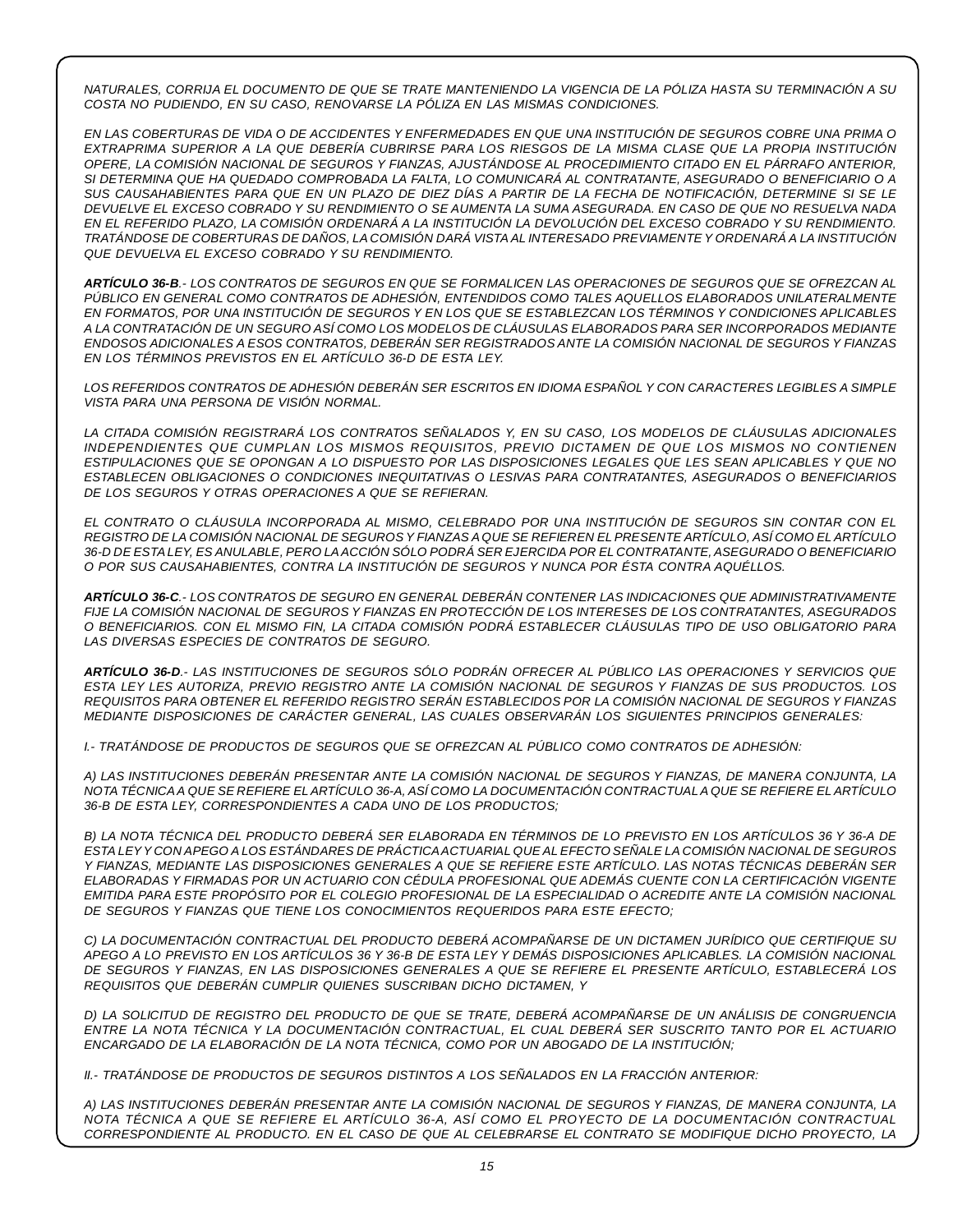*NATURALES, CORRIJA EL DOCUMENTO DE QUE SE TRATE MANTENIENDO LA VIGENCIA DE LA PÓLIZA HASTA SU TERMINACIÓN A SU COSTA NO PUDIENDO, EN SU CASO, RENOVARSE LA PÓLIZA EN LAS MISMAS CONDICIONES.*

*EN LAS COBERTURAS DE VIDA O DE ACCIDENTES Y ENFERMEDADES EN QUE UNA INSTITUCIÓN DE SEGUROS COBRE UNA PRIMA O EXTRAPRIMA SUPERIOR A LA QUE DEBERÍA CUBRIRSE PARA LOS RIESGOS DE LA MISMA CLASE QUE LA PROPIA INSTITUCIÓN OPERE, LA COMISIÓN NACIONAL DE SEGUROS Y FIANZAS, AJUSTÁNDOSE AL PROCEDIMIENTO CITADO EN EL PÁRRAFO ANTERIOR, SI DETERMINA QUE HA QUEDADO COMPROBADA LA FALTA, LO COMUNICARÁ AL CONTRATANTE, ASEGURADO O BENEFICIARIO O A SUS CAUSAHABIENTES PARA QUE EN UN PLAZO DE DIEZ DÍAS A PARTIR DE LA FECHA DE NOTIFICACIÓN, DETERMINE SI SE LE DEVUELVE EL EXCESO COBRADO Y SU RENDIMIENTO O SE AUMENTA LA SUMA ASEGURADA. EN CASO DE QUE NO RESUELVA NADA EN EL REFERIDO PLAZO, LA COMISIÓN ORDENARÁ A LA INSTITUCIÓN LA DEVOLUCIÓN DEL EXCESO COBRADO Y SU RENDIMIENTO. TRATÁNDOSE DE COBERTURAS DE DAÑOS, LA COMISIÓN DARÁ VISTA AL INTERESADO PREVIAMENTE Y ORDENARÁ A LA INSTITUCIÓN QUE DEVUELVA EL EXCESO COBRADO Y SU RENDIMIENTO.*

***ARTÍCULO 36-B**.- LOS CONTRATOS DE SEGUROS EN QUE SE FORMALICEN LAS OPERACIONES DE SEGUROS QUE SE OFREZCAN AL PÚBLICO EN GENERAL COMO CONTRATOS DE ADHESIÓN, ENTENDIDOS COMO TALES AQUELLOS ELABORADOS UNILATERALMENTE EN FORMATOS, POR UNA INSTITUCIÓN DE SEGUROS Y EN LOS QUE SE ESTABLEZCAN LOS TÉRMINOS Y CONDICIONES APLICABLES A LA CONTRATACIÓN DE UN SEGURO ASÍ COMO LOS MODELOS DE CLÁUSULAS ELABORADOS PARA SER INCORPORADOS MEDIANTE ENDOSOS ADICIONALES A ESOS CONTRATOS, DEBERÁN SER REGISTRADOS ANTE LA COMISIÓN NACIONAL DE SEGUROS Y FIANZAS EN LOS TÉRMINOS PREVISTOS EN EL ARTÍCULO 36-D DE ESTA LEY.*

*LOS REFERIDOS CONTRATOS DE ADHESIÓN DEBERÁN SER ESCRITOS EN IDIOMA ESPAÑOL Y CON CARACTERES LEGIBLES A SIMPLE VISTA PARA UNA PERSONA DE VISIÓN NORMAL.*

*LA CITADA COMISIÓN REGISTRARÁ LOS CONTRATOS SEÑALADOS Y, EN SU CASO, LOS MODELOS DE CLÁUSULAS ADICIONALES INDEPENDIENTES QUE CUMPLAN LOS MISMOS REQUISITOS, PREVIO DICTAMEN DE QUE LOS MISMOS NO CONTIENEN ESTIPULACIONES QUE SE OPONGAN A LO DISPUESTO POR LAS DISPOSICIONES LEGALES QUE LES SEAN APLICABLES Y QUE NO ESTABLECEN OBLIGACIONES O CONDICIONES INEQUITATIVAS O LESIVAS PARA CONTRATANTES, ASEGURADOS O BENEFICIARIOS DE LOS SEGUROS Y OTRAS OPERACIONES A QUE SE REFIERAN.*

*EL CONTRATO O CLÁUSULA INCORPORADA AL MISMO, CELEBRADO POR UNA INSTITUCIÓN DE SEGUROS SIN CONTAR CON EL REGISTRO DE LA COMISIÓN NACIONAL DE SEGUROS Y FIANZAS A QUE SE REFIEREN EL PRESENTE ARTÍCULO, ASÍ COMO EL ARTÍCULO 36-D DE ESTA LEY, ES ANULABLE, PERO LA ACCIÓN SÓLO PODRÁ SER EJERCIDA POR EL CONTRATANTE, ASEGURADO O BENEFICIARIO O POR SUS CAUSAHABIENTES, CONTRA LA INSTITUCIÓN DE SEGUROS Y NUNCA POR ÉSTA CONTRA AQUÉLLOS.*

***ARTÍCULO 36-C**.- LOS CONTRATOS DE SEGURO EN GENERAL DEBERÁN CONTENER LAS INDICACIONES QUE ADMINISTRATIVAMENTE FIJE LA COMISIÓN NACIONAL DE SEGUROS Y FIANZAS EN PROTECCIÓN DE LOS INTERESES DE LOS CONTRATANTES, ASEGURADOS O BENEFICIARIOS. CON EL MISMO FIN, LA CITADA COMISIÓN PODRÁ ESTABLECER CLÁUSULAS TIPO DE USO OBLIGATORIO PARA LAS DIVERSAS ESPECIES DE CONTRATOS DE SEGURO.*

***ARTÍCULO 36-D**.- LAS INSTITUCIONES DE SEGUROS SÓLO PODRÁN OFRECER AL PÚBLICO LAS OPERACIONES Y SERVICIOS QUE ESTA LEY LES AUTORIZA, PREVIO REGISTRO ANTE LA COMISIÓN NACIONAL DE SEGUROS Y FIANZAS DE SUS PRODUCTOS. LOS REQUISITOS PARA OBTENER EL REFERIDO REGISTRO SERÁN ESTABLECIDOS POR LA COMISIÓN NACIONAL DE SEGUROS Y FIANZAS MEDIANTE DISPOSICIONES DE CARÁCTER GENERAL, LAS CUALES OBSERVARÁN LOS SIGUIENTES PRINCIPIOS GENERALES:*

*I.- TRATÁNDOSE DE PRODUCTOS DE SEGUROS QUE SE OFREZCAN AL PÚBLICO COMO CONTRATOS DE ADHESIÓN:*

*A) LAS INSTITUCIONES DEBERÁN PRESENTAR ANTE LA COMISIÓN NACIONAL DE SEGUROS Y FIANZAS, DE MANERA CONJUNTA, LA NOTA TÉCNICA A QUE SE REFIERE EL ARTÍCULO 36-A, ASÍ COMO LA DOCUMENTACIÓN CONTRACTUAL A QUE SE REFIERE EL ARTÍCULO 36-B DE ESTA LEY, CORRESPONDIENTES A CADA UNO DE LOS PRODUCTOS;*

*B) LA NOTA TÉCNICA DEL PRODUCTO DEBERÁ SER ELABORADA EN TÉRMINOS DE LO PREVISTO EN LOS ARTÍCULOS 36 Y 36-A DE ESTA LEY Y CON APEGO A LOS ESTÁNDARES DE PRÁCTICA ACTUARIAL QUE AL EFECTO SEÑALE LA COMISIÓN NACIONAL DE SEGUROS Y FIANZAS, MEDIANTE LAS DISPOSICIONES GENERALES A QUE SE REFIERE ESTE ARTÍCULO. LAS NOTAS TÉCNICAS DEBERÁN SER ELABORADAS Y FIRMADAS POR UN ACTUARIO CON CÉDULA PROFESIONAL QUE ADEMÁS CUENTE CON LA CERTIFICACIÓN VIGENTE EMITIDA PARA ESTE PROPÓSITO POR EL COLEGIO PROFESIONAL DE LA ESPECIALIDAD O ACREDITE ANTE LA COMISIÓN NACIONAL DE SEGUROS Y FIANZAS QUE TIENE LOS CONOCIMIENTOS REQUERIDOS PARA ESTE EFECTO;*

*C) LA DOCUMENTACIÓN CONTRACTUAL DEL PRODUCTO DEBERÁ ACOMPAÑARSE DE UN DICTAMEN JURÍDICO QUE CERTIFIQUE SU APEGO A LO PREVISTO EN LOS ARTÍCULOS 36 Y 36-B DE ESTA LEY Y DEMÁS DISPOSICIONES APLICABLES. LA COMISIÓN NACIONAL DE SEGUROS Y FIANZAS, EN LAS DISPOSICIONES GENERALES A QUE SE REFIERE EL PRESENTE ARTÍCULO, ESTABLECERÁ LOS REQUISITOS QUE DEBERÁN CUMPLIR QUIENES SUSCRIBAN DICHO DICTAMEN, Y*

*D) LA SOLICITUD DE REGISTRO DEL PRODUCTO DE QUE SE TRATE, DEBERÁ ACOMPAÑARSE DE UN ANÁLISIS DE CONGRUENCIA ENTRE LA NOTA TÉCNICA Y LA DOCUMENTACIÓN CONTRACTUAL, EL CUAL DEBERÁ SER SUSCRITO TANTO POR EL ACTUARIO ENCARGADO DE LA ELABORACIÓN DE LA NOTA TÉCNICA, COMO POR UN ABOGADO DE LA INSTITUCIÓN;*

*II.- TRATÁNDOSE DE PRODUCTOS DE SEGUROS DISTINTOS A LOS SEÑALADOS EN LA FRACCIÓN ANTERIOR:*

*A) LAS INSTITUCIONES DEBERÁN PRESENTAR ANTE LA COMISIÓN NACIONAL DE SEGUROS Y FIANZAS, DE MANERA CONJUNTA, LA NOTA TÉCNICA A QUE SE REFIERE EL ARTÍCULO 36-A, ASÍ COMO EL PROYECTO DE LA DOCUMENTACIÓN CONTRACTUAL CORRESPONDIENTE AL PRODUCTO. EN EL CASO DE QUE AL CELEBRARSE EL CONTRATO SE MODIFIQUE DICHO PROYECTO, LA*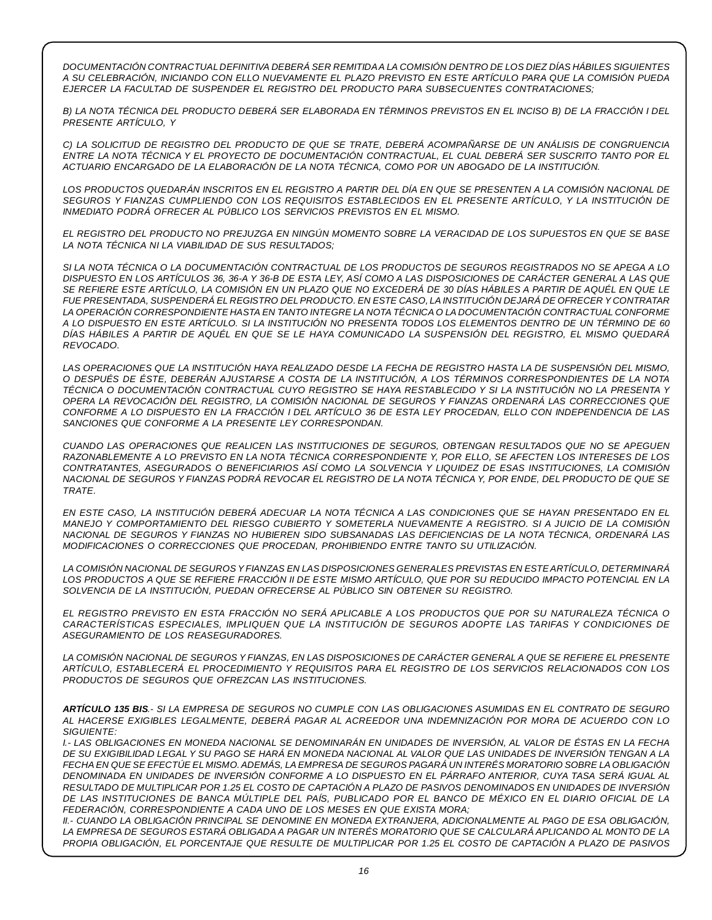*DOCUMENTACIÓN CONTRACTUAL DEFINITIVA DEBERÁ SER REMITIDA A LA COMISIÓN DENTRO DE LOS DIEZ DÍAS HÁBILES SIGUIENTES A SU CELEBRACIÓN, INICIANDO CON ELLO NUEVAMENTE EL PLAZO PREVISTO EN ESTE ARTÍCULO PARA QUE LA COMISIÓN PUEDA EJERCER LA FACULTAD DE SUSPENDER EL REGISTRO DEL PRODUCTO PARA SUBSECUENTES CONTRATACIONES;*

*B) LA NOTA TÉCNICA DEL PRODUCTO DEBERÁ SER ELABORADA EN TÉRMINOS PREVISTOS EN EL INCISO B) DE LA FRACCIÓN I DEL PRESENTE ARTÍCULO, Y*

*C) LA SOLICITUD DE REGISTRO DEL PRODUCTO DE QUE SE TRATE, DEBERÁ ACOMPAÑARSE DE UN ANÁLISIS DE CONGRUENCIA ENTRE LA NOTA TÉCNICA Y EL PROYECTO DE DOCUMENTACIÓN CONTRACTUAL, EL CUAL DEBERÁ SER SUSCRITO TANTO POR EL ACTUARIO ENCARGADO DE LA ELABORACIÓN DE LA NOTA TÉCNICA, COMO POR UN ABOGADO DE LA INSTITUCIÓN.*

*LOS PRODUCTOS QUEDARÁN INSCRITOS EN EL REGISTRO A PARTIR DEL DÍA EN QUE SE PRESENTEN A LA COMISIÓN NACIONAL DE SEGUROS Y FIANZAS CUMPLIENDO CON LOS REQUISITOS ESTABLECIDOS EN EL PRESENTE ARTÍCULO, Y LA INSTITUCIÓN DE INMEDIATO PODRÁ OFRECER AL PÚBLICO LOS SERVICIOS PREVISTOS EN EL MISMO.*

*EL REGISTRO DEL PRODUCTO NO PREJUZGA EN NINGÚN MOMENTO SOBRE LA VERACIDAD DE LOS SUPUESTOS EN QUE SE BASE LA NOTA TÉCNICA NI LA VIABILIDAD DE SUS RESULTADOS;*

*SI LA NOTA TÉCNICA O LA DOCUMENTACIÓN CONTRACTUAL DE LOS PRODUCTOS DE SEGUROS REGISTRADOS NO SE APEGA A LO DISPUESTO EN LOS ARTÍCULOS 36, 36-A Y 36-B DE ESTA LEY, ASÍ COMO A LAS DISPOSICIONES DE CARÁCTER GENERAL A LAS QUE SE REFIERE ESTE ARTÍCULO, LA COMISIÓN EN UN PLAZO QUE NO EXCEDERÁ DE 30 DÍAS HÁBILES A PARTIR DE AQUÉL EN QUE LE FUE PRESENTADA, SUSPENDERÁ EL REGISTRO DEL PRODUCTO. EN ESTE CASO, LA INSTITUCIÓN DEJARÁ DE OFRECER Y CONTRATAR LA OPERACIÓN CORRESPONDIENTE HASTA EN TANTO INTEGRE LA NOTA TÉCNICA O LA DOCUMENTACIÓN CONTRACTUAL CONFORME A LO DISPUESTO EN ESTE ARTÍCULO. SI LA INSTITUCIÓN NO PRESENTA TODOS LOS ELEMENTOS DENTRO DE UN TÉRMINO DE 60 DÍAS HÁBILES A PARTIR DE AQUÉL EN QUE SE LE HAYA COMUNICADO LA SUSPENSIÓN DEL REGISTRO, EL MISMO QUEDARÁ REVOCADO.*

*LAS OPERACIONES QUE LA INSTITUCIÓN HAYA REALIZADO DESDE LA FECHA DE REGISTRO HASTA LA DE SUSPENSIÓN DEL MISMO, O DESPUÉS DE ÉSTE, DEBERÁN AJUSTARSE A COSTA DE LA INSTITUCIÓN, A LOS TÉRMINOS CORRESPONDIENTES DE LA NOTA TÉCNICA O DOCUMENTACIÓN CONTRACTUAL CUYO REGISTRO SE HAYA RESTABLECIDO Y SI LA INSTITUCIÓN NO LA PRESENTA Y OPERA LA REVOCACIÓN DEL REGISTRO, LA COMISIÓN NACIONAL DE SEGUROS Y FIANZAS ORDENARÁ LAS CORRECCIONES QUE CONFORME A LO DISPUESTO EN LA FRACCIÓN I DEL ARTÍCULO 36 DE ESTA LEY PROCEDAN, ELLO CON INDEPENDENCIA DE LAS SANCIONES QUE CONFORME A LA PRESENTE LEY CORRESPONDAN.*

*CUANDO LAS OPERACIONES QUE REALICEN LAS INSTITUCIONES DE SEGUROS, OBTENGAN RESULTADOS QUE NO SE APEGUEN RAZONABLEMENTE A LO PREVISTO EN LA NOTA TÉCNICA CORRESPONDIENTE Y, POR ELLO, SE AFECTEN LOS INTERESES DE LOS CONTRATANTES, ASEGURADOS O BENEFICIARIOS ASÍ COMO LA SOLVENCIA Y LIQUIDEZ DE ESAS INSTITUCIONES, LA COMISIÓN NACIONAL DE SEGUROS Y FIANZAS PODRÁ REVOCAR EL REGISTRO DE LA NOTA TÉCNICA Y, POR ENDE, DEL PRODUCTO DE QUE SE TRATE.*

*EN ESTE CASO, LA INSTITUCIÓN DEBERÁ ADECUAR LA NOTA TÉCNICA A LAS CONDICIONES QUE SE HAYAN PRESENTADO EN EL MANEJO Y COMPORTAMIENTO DEL RIESGO CUBIERTO Y SOMETERLA NUEVAMENTE A REGISTRO. SI A JUICIO DE LA COMISIÓN NACIONAL DE SEGUROS Y FIANZAS NO HUBIEREN SIDO SUBSANADAS LAS DEFICIENCIAS DE LA NOTA TÉCNICA, ORDENARÁ LAS MODIFICACIONES O CORRECCIONES QUE PROCEDAN, PROHIBIENDO ENTRE TANTO SU UTILIZACIÓN.*

*LA COMISIÓN NACIONAL DE SEGUROS Y FIANZAS EN LAS DISPOSICIONES GENERALES PREVISTAS EN ESTE ARTÍCULO, DETERMINARÁ LOS PRODUCTOS A QUE SE REFIERE FRACCIÓN II DE ESTE MISMO ARTÍCULO, QUE POR SU REDUCIDO IMPACTO POTENCIAL EN LA SOLVENCIA DE LA INSTITUCIÓN, PUEDAN OFRECERSE AL PÚBLICO SIN OBTENER SU REGISTRO.*

*EL REGISTRO PREVISTO EN ESTA FRACCIÓN NO SERÁ APLICABLE A LOS PRODUCTOS QUE POR SU NATURALEZA TÉCNICA O CARACTERÍSTICAS ESPECIALES, IMPLIQUEN QUE LA INSTITUCIÓN DE SEGUROS ADOPTE LAS TARIFAS Y CONDICIONES DE ASEGURAMIENTO DE LOS REASEGURADORES.*

*LA COMISIÓN NACIONAL DE SEGUROS Y FIANZAS, EN LAS DISPOSICIONES DE CARÁCTER GENERAL A QUE SE REFIERE EL PRESENTE ARTÍCULO, ESTABLECERÁ EL PROCEDIMIENTO Y REQUISITOS PARA EL REGISTRO DE LOS SERVICIOS RELACIONADOS CON LOS PRODUCTOS DE SEGUROS QUE OFREZCAN LAS INSTITUCIONES.*

***ARTÍCULO 135 BIS**.- SI LA EMPRESA DE SEGUROS NO CUMPLE CON LAS OBLIGACIONES ASUMIDAS EN EL CONTRATO DE SEGURO AL HACERSE EXIGIBLES LEGALMENTE, DEBERÁ PAGAR AL ACREEDOR UNA INDEMNIZACIÓN POR MORA DE ACUERDO CON LO SIGUIENTE:*
*I.- LAS OBLIGACIONES EN MONEDA NACIONAL SE DENOMINARÁN EN UNIDADES DE INVERSIÓN, AL VALOR DE ÉSTAS EN LA FECHA DE SU EXIGIBILIDAD LEGAL Y SU PAGO SE HARÁ EN MONEDA NACIONAL AL VALOR QUE LAS UNIDADES DE INVERSIÓN TENGAN A LA FECHA EN QUE SE EFECTÚE EL MISMO. ADEMÁS, LA EMPRESA DE SEGUROS PAGARÁ UN INTERÉS MORATORIO SOBRE LA OBLIGACIÓN DENOMINADA EN UNIDADES DE INVERSIÓN CONFORME A LO DISPUESTO EN EL PÁRRAFO ANTERIOR, CUYA TASA SERÁ IGUAL AL RESULTADO DE MULTIPLICAR POR 1.25 EL COSTO DE CAPTACIÓN A PLAZO DE PASIVOS DENOMINADOS EN UNIDADES DE INVERSIÓN DE LAS INSTITUCIONES DE BANCA MÚLTIPLE DEL PAÍS, PUBLICADO POR EL BANCO DE MÉXICO EN EL DIARIO OFICIAL DE LA FEDERACIÓN, CORRESPONDIENTE A CADA UNO DE LOS MESES EN QUE EXISTA MORA;*
*II.- CUANDO LA OBLIGACIÓN PRINCIPAL SE DENOMINE EN MONEDA EXTRANJERA, ADICIONALMENTE AL PAGO DE ESA OBLIGACIÓN, LA EMPRESA DE SEGUROS ESTARÁ OBLIGADA A PAGAR UN INTERÉS MORATORIO QUE SE CALCULARÁ APLICANDO AL MONTO DE LA PROPIA OBLIGACIÓN, EL PORCENTAJE QUE RESULTE DE MULTIPLICAR POR 1.25 EL COSTO DE CAPTACIÓN A PLAZO DE PASIVOS*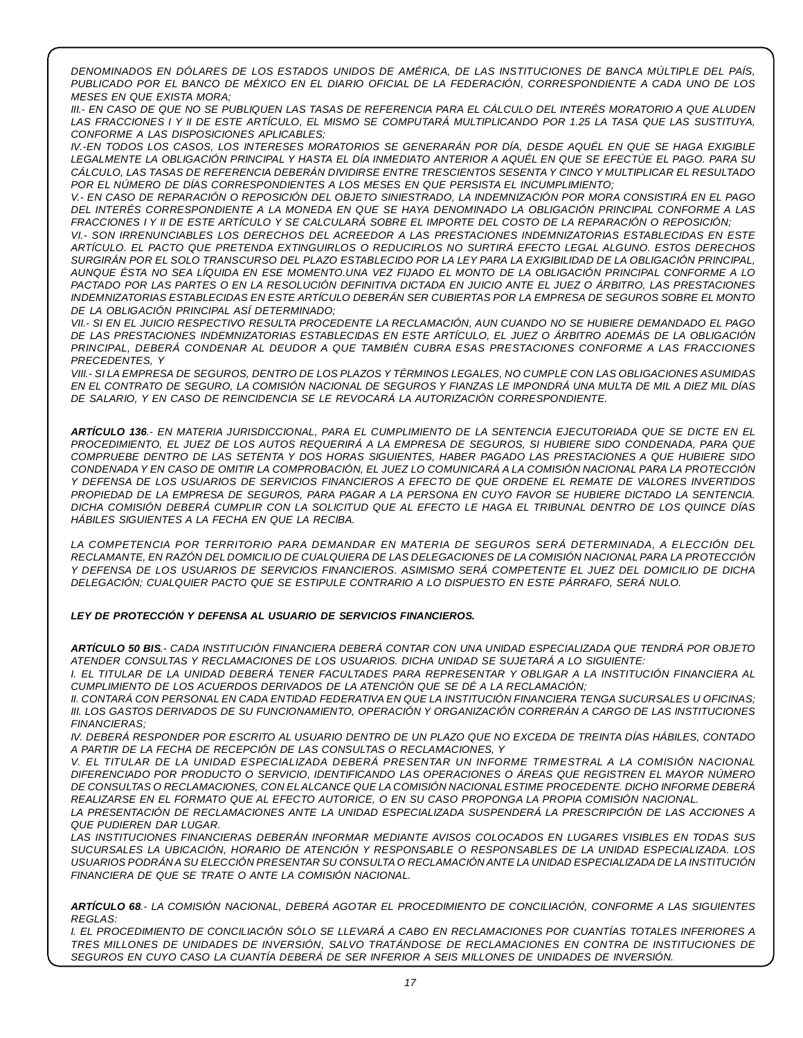*DENOMINADOS EN DÓLARES DE LOS ESTADOS UNIDOS DE AMÉRICA, DE LAS INSTITUCIONES DE BANCA MÚLTIPLE DEL PAÍS, PUBLICADO POR EL BANCO DE MÉXICO EN EL DIARIO OFICIAL DE LA FEDERACIÓN, CORRESPONDIENTE A CADA UNO DE LOS MESES EN QUE EXISTA MORA;*

*III.- EN CASO DE QUE NO SE PUBLIQUEN LAS TASAS DE REFERENCIA PARA EL CÁLCULO DEL INTERÉS MORATORIO A QUE ALUDEN LAS FRACCIONES I Y II DE ESTE ARTÍCULO, EL MISMO SE COMPUTARÁ MULTIPLICANDO POR 1.25 LA TASA QUE LAS SUSTITUYA, CONFORME A LAS DISPOSICIONES APLICABLES;*

*IV.-EN TODOS LOS CASOS, LOS INTERESES MORATORIOS SE GENERARÁN POR DÍA, DESDE AQUÉL EN QUE SE HAGA EXIGIBLE LEGALMENTE LA OBLIGACIÓN PRINCIPAL Y HASTA EL DÍA INMEDIATO ANTERIOR A AQUÉL EN QUE SE EFECTÚE EL PAGO. PARA SU CÁLCULO, LAS TASAS DE REFERENCIA DEBERÁN DIVIDIRSE ENTRE TRESCIENTOS SESENTA Y CINCO Y MULTIPLICAR EL RESULTADO POR EL NÚMERO DE DÍAS CORRESPONDIENTES A LOS MESES EN QUE PERSISTA EL INCUMPLIMIENTO;*

*V.- EN CASO DE REPARACIÓN O REPOSICIÓN DEL OBJETO SINIESTRADO, LA INDEMNIZACIÓN POR MORA CONSISTIRÁ EN EL PAGO DEL INTERÉS CORRESPONDIENTE A LA MONEDA EN QUE SE HAYA DENOMINADO LA OBLIGACIÓN PRINCIPAL CONFORME A LAS FRACCIONES I Y II DE ESTE ARTÍCULO Y SE CALCULARÁ SOBRE EL IMPORTE DEL COSTO DE LA REPARACIÓN O REPOSICIÓN;*

*VI.- SON IRRENUNCIABLES LOS DERECHOS DEL ACREEDOR A LAS PRESTACIONES INDEMNIZATORIAS ESTABLECIDAS EN ESTE ARTÍCULO. EL PACTO QUE PRETENDA EXTINGUIRLOS O REDUCIRLOS NO SURTIRÁ EFECTO LEGAL ALGUNO. ESTOS DERECHOS SURGIRÁN POR EL SOLO TRANSCURSO DEL PLAZO ESTABLECIDO POR LA LEY PARA LA EXIGIBILIDAD DE LA OBLIGACIÓN PRINCIPAL, AUNQUE ÉSTA NO SEA LÍQUIDA EN ESE MOMENTO.UNA VEZ FIJADO EL MONTO DE LA OBLIGACIÓN PRINCIPAL CONFORME A LO PACTADO POR LAS PARTES O EN LA RESOLUCIÓN DEFINITIVA DICTADA EN JUICIO ANTE EL JUEZ O ÁRBITRO, LAS PRESTACIONES INDEMNIZATORIAS ESTABLECIDAS EN ESTE ARTÍCULO DEBERÁN SER CUBIERTAS POR LA EMPRESA DE SEGUROS SOBRE EL MONTO DE LA OBLIGACIÓN PRINCIPAL ASÍ DETERMINADO;*

*VII.- SI EN EL JUICIO RESPECTIVO RESULTA PROCEDENTE LA RECLAMACIÓN, AUN CUANDO NO SE HUBIERE DEMANDADO EL PAGO DE LAS PRESTACIONES INDEMNIZATORIAS ESTABLECIDAS EN ESTE ARTÍCULO, EL JUEZ O ÁRBITRO ADEMÁS DE LA OBLIGACIÓN PRINCIPAL, DEBERÁ CONDENAR AL DEUDOR A QUE TAMBIÉN CUBRA ESAS PRESTACIONES CONFORME A LAS FRACCIONES PRECEDENTES, Y*

*VIII.- SI LA EMPRESA DE SEGUROS, DENTRO DE LOS PLAZOS Y TÉRMINOS LEGALES, NO CUMPLE CON LAS OBLIGACIONES ASUMIDAS EN EL CONTRATO DE SEGURO, LA COMISIÓN NACIONAL DE SEGUROS Y FIANZAS LE IMPONDRÁ UNA MULTA DE MIL A DIEZ MIL DÍAS DE SALARIO, Y EN CASO DE REINCIDENCIA SE LE REVOCARÁ LA AUTORIZACIÓN CORRESPONDIENTE.*

***ARTÍCULO 136**.- EN MATERIA JURISDICCIONAL, PARA EL CUMPLIMIENTO DE LA SENTENCIA EJECUTORIADA QUE SE DICTE EN EL PROCEDIMIENTO, EL JUEZ DE LOS AUTOS REQUERIRÁ A LA EMPRESA DE SEGUROS, SI HUBIERE SIDO CONDENADA, PARA QUE COMPRUEBE DENTRO DE LAS SETENTA Y DOS HORAS SIGUIENTES, HABER PAGADO LAS PRESTACIONES A QUE HUBIERE SIDO CONDENADA Y EN CASO DE OMITIR LA COMPROBACIÓN, EL JUEZ LO COMUNICARÁ A LA COMISIÓN NACIONAL PARA LA PROTECCIÓN Y DEFENSA DE LOS USUARIOS DE SERVICIOS FINANCIEROS A EFECTO DE QUE ORDENE EL REMATE DE VALORES INVERTIDOS PROPIEDAD DE LA EMPRESA DE SEGUROS, PARA PAGAR A LA PERSONA EN CUYO FAVOR SE HUBIERE DICTADO LA SENTENCIA. DICHA COMISIÓN DEBERÁ CUMPLIR CON LA SOLICITUD QUE AL EFECTO LE HAGA EL TRIBUNAL DENTRO DE LOS QUINCE DÍAS HÁBILES SIGUIENTES A LA FECHA EN QUE LA RECIBA.*

*LA COMPETENCIA POR TERRITORIO PARA DEMANDAR EN MATERIA DE SEGUROS SERÁ DETERMINADA, A ELECCIÓN DEL RECLAMANTE, EN RAZÓN DEL DOMICILIO DE CUALQUIERA DE LAS DELEGACIONES DE LA COMISIÓN NACIONAL PARA LA PROTECCIÓN Y DEFENSA DE LOS USUARIOS DE SERVICIOS FINANCIEROS. ASIMISMO SERÁ COMPETENTE EL JUEZ DEL DOMICILIO DE DICHA DELEGACIÓN; CUALQUIER PACTO QUE SE ESTIPULE CONTRARIO A LO DISPUESTO EN ESTE PÁRRAFO, SERÁ NULO.*

***LEY DE PROTECCIÓN Y DEFENSA AL USUARIO DE SERVICIOS FINANCIEROS.***

***ARTÍCULO 50 BIS**.- CADA INSTITUCIÓN FINANCIERA DEBERÁ CONTAR CON UNA UNIDAD ESPECIALIZADA QUE TENDRÁ POR OBJETO ATENDER CONSULTAS Y RECLAMACIONES DE LOS USUARIOS. DICHA UNIDAD SE SUJETARÁ A LO SIGUIENTE:*

*I. EL TITULAR DE LA UNIDAD DEBERÁ TENER FACULTADES PARA REPRESENTAR Y OBLIGAR A LA INSTITUCIÓN FINANCIERA AL CUMPLIMIENTO DE LOS ACUERDOS DERIVADOS DE LA ATENCIÓN QUE SE DÉ A LA RECLAMACIÓN;*

*II. CONTARÁ CON PERSONAL EN CADA ENTIDAD FEDERATIVA EN QUE LA INSTITUCIÓN FINANCIERA TENGA SUCURSALES U OFICINAS;*

*III. LOS GASTOS DERIVADOS DE SU FUNCIONAMIENTO, OPERACIÓN Y ORGANIZACIÓN CORRERÁN A CARGO DE LAS INSTITUCIONES FINANCIERAS;*

*IV. DEBERÁ RESPONDER POR ESCRITO AL USUARIO DENTRO DE UN PLAZO QUE NO EXCEDA DE TREINTA DÍAS HÁBILES, CONTADO A PARTIR DE LA FECHA DE RECEPCIÓN DE LAS CONSULTAS O RECLAMACIONES, Y*

*V. EL TITULAR DE LA UNIDAD ESPECIALIZADA DEBERÁ PRESENTAR UN INFORME TRIMESTRAL A LA COMISIÓN NACIONAL DIFERENCIADO POR PRODUCTO O SERVICIO, IDENTIFICANDO LAS OPERACIONES O ÁREAS QUE REGISTREN EL MAYOR NÚMERO DE CONSULTAS O RECLAMACIONES, CON EL ALCANCE QUE LA COMISIÓN NACIONAL ESTIME PROCEDENTE. DICHO INFORME DEBERÁ REALIZARSE EN EL FORMATO QUE AL EFECTO AUTORICE, O EN SU CASO PROPONGA LA PROPIA COMISIÓN NACIONAL.*

*LA PRESENTACIÓN DE RECLAMACIONES ANTE LA UNIDAD ESPECIALIZADA SUSPENDERÁ LA PRESCRIPCIÓN DE LAS ACCIONES A QUE PUDIEREN DAR LUGAR.*

*LAS INSTITUCIONES FINANCIERAS DEBERÁN INFORMAR MEDIANTE AVISOS COLOCADOS EN LUGARES VISIBLES EN TODAS SUS SUCURSALES LA UBICACIÓN, HORARIO DE ATENCIÓN Y RESPONSABLE O RESPONSABLES DE LA UNIDAD ESPECIALIZADA. LOS USUARIOS PODRÁN A SU ELECCIÓN PRESENTAR SU CONSULTA O RECLAMACIÓN ANTE LA UNIDAD ESPECIALIZADA DE LA INSTITUCIÓN FINANCIERA DE QUE SE TRATE O ANTE LA COMISIÓN NACIONAL.*

***ARTÍCULO 68**.- LA COMISIÓN NACIONAL, DEBERÁ AGOTAR EL PROCEDIMIENTO DE CONCILIACIÓN, CONFORME A LAS SIGUIENTES REGLAS:*

*I. EL PROCEDIMIENTO DE CONCILIACIÓN SÓLO SE LLEVARÁ A CABO EN RECLAMACIONES POR CUANTÍAS TOTALES INFERIORES A TRES MILLONES DE UNIDADES DE INVERSIÓN, SALVO TRATÁNDOSE DE RECLAMACIONES EN CONTRA DE INSTITUCIONES DE SEGUROS EN CUYO CASO LA CUANTÍA DEBERÁ DE SER INFERIOR A SEIS MILLONES DE UNIDADES DE INVERSIÓN.*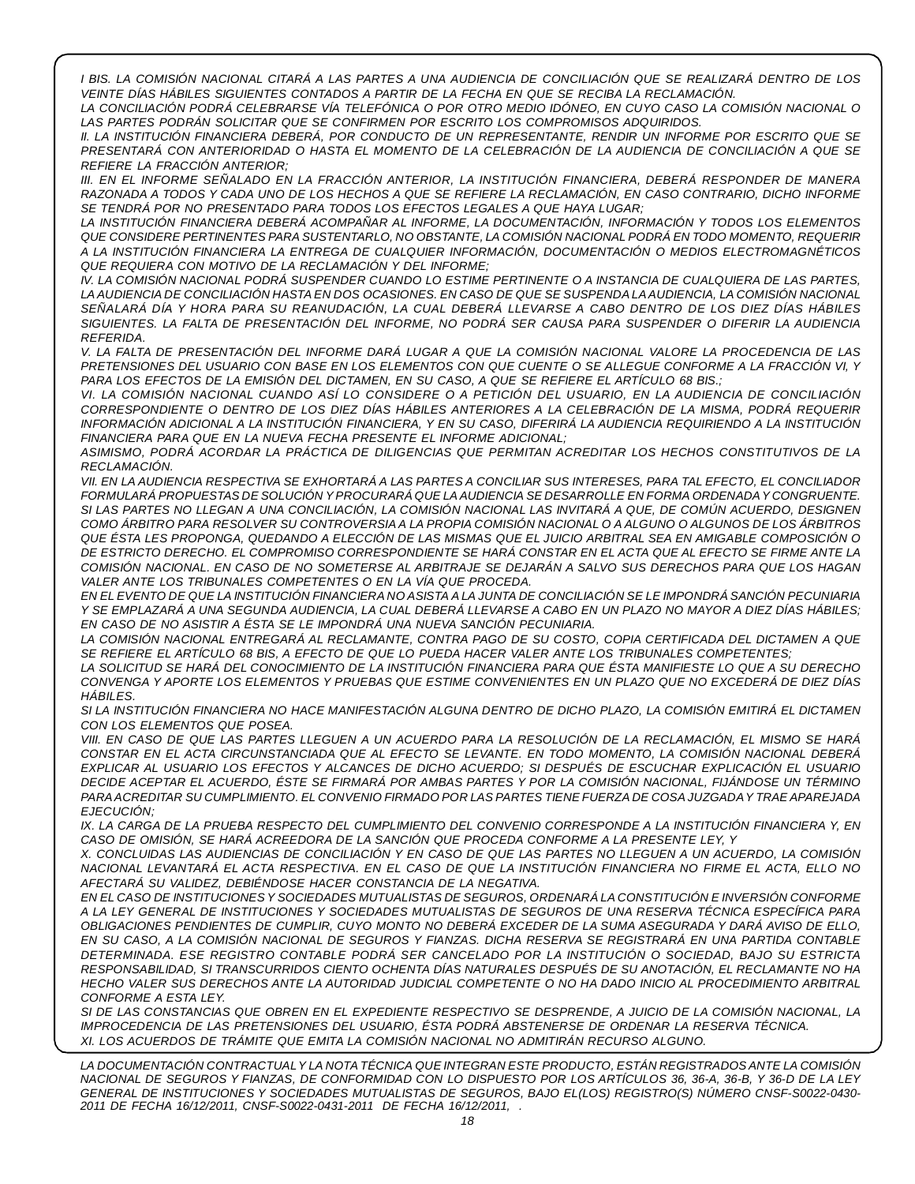*I BIS. LA COMISIÓN NACIONAL CITARÁ A LAS PARTES A UNA AUDIENCIA DE CONCILIACIÓN QUE SE REALIZARÁ DENTRO DE LOS VEINTE DÍAS HÁBILES SIGUIENTES CONTADOS A PARTIR DE LA FECHA EN QUE SE RECIBA LA RECLAMACIÓN.*

*LA CONCILIACIÓN PODRÁ CELEBRARSE VÍA TELEFÓNICA O POR OTRO MEDIO IDÓNEO, EN CUYO CASO LA COMISIÓN NACIONAL O LAS PARTES PODRÁN SOLICITAR QUE SE CONFIRMEN POR ESCRITO LOS COMPROMISOS ADQUIRIDOS.*

*II. LA INSTITUCIÓN FINANCIERA DEBERÁ, POR CONDUCTO DE UN REPRESENTANTE, RENDIR UN INFORME POR ESCRITO QUE SE PRESENTARÁ CON ANTERIORIDAD O HASTA EL MOMENTO DE LA CELEBRACIÓN DE LA AUDIENCIA DE CONCILIACIÓN A QUE SE REFIERE LA FRACCIÓN ANTERIOR;*

*III. EN EL INFORME SEÑALADO EN LA FRACCIÓN ANTERIOR, LA INSTITUCIÓN FINANCIERA, DEBERÁ RESPONDER DE MANERA RAZONADA A TODOS Y CADA UNO DE LOS HECHOS A QUE SE REFIERE LA RECLAMACIÓN, EN CASO CONTRARIO, DICHO INFORME SE TENDRÁ POR NO PRESENTADO PARA TODOS LOS EFECTOS LEGALES A QUE HAYA LUGAR;*

*LA INSTITUCIÓN FINANCIERA DEBERÁ ACOMPAÑAR AL INFORME, LA DOCUMENTACIÓN, INFORMACIÓN Y TODOS LOS ELEMENTOS QUE CONSIDERE PERTINENTES PARA SUSTENTARLO, NO OBSTANTE, LA COMISIÓN NACIONAL PODRÁ EN TODO MOMENTO, REQUERIR A LA INSTITUCIÓN FINANCIERA LA ENTREGA DE CUALQUIER INFORMACIÓN, DOCUMENTACIÓN O MEDIOS ELECTROMAGNÉTICOS QUE REQUIERA CON MOTIVO DE LA RECLAMACIÓN Y DEL INFORME;*

*IV. LA COMISIÓN NACIONAL PODRÁ SUSPENDER CUANDO LO ESTIME PERTINENTE O A INSTANCIA DE CUALQUIERA DE LAS PARTES, LA AUDIENCIA DE CONCILIACIÓN HASTA EN DOS OCASIONES. EN CASO DE QUE SE SUSPENDA LA AUDIENCIA, LA COMISIÓN NACIONAL SEÑALARÁ DÍA Y HORA PARA SU REANUDACIÓN, LA CUAL DEBERÁ LLEVARSE A CABO DENTRO DE LOS DIEZ DÍAS HÁBILES SIGUIENTES. LA FALTA DE PRESENTACIÓN DEL INFORME, NO PODRÁ SER CAUSA PARA SUSPENDER O DIFERIR LA AUDIENCIA REFERIDA.*

*V. LA FALTA DE PRESENTACIÓN DEL INFORME DARÁ LUGAR A QUE LA COMISIÓN NACIONAL VALORE LA PROCEDENCIA DE LAS PRETENSIONES DEL USUARIO CON BASE EN LOS ELEMENTOS CON QUE CUENTE O SE ALLEGUE CONFORME A LA FRACCIÓN VI, Y PARA LOS EFECTOS DE LA EMISIÓN DEL DICTAMEN, EN SU CASO, A QUE SE REFIERE EL ARTÍCULO 68 BIS.;*

*VI. LA COMISIÓN NACIONAL CUANDO ASÍ LO CONSIDERE O A PETICIÓN DEL USUARIO, EN LA AUDIENCIA DE CONCILIACIÓN CORRESPONDIENTE O DENTRO DE LOS DIEZ DÍAS HÁBILES ANTERIORES A LA CELEBRACIÓN DE LA MISMA, PODRÁ REQUERIR INFORMACIÓN ADICIONAL A LA INSTITUCIÓN FINANCIERA, Y EN SU CASO, DIFERIRÁ LA AUDIENCIA REQUIRIENDO A LA INSTITUCIÓN FINANCIERA PARA QUE EN LA NUEVA FECHA PRESENTE EL INFORME ADICIONAL;*

*ASIMISMO, PODRÁ ACORDAR LA PRÁCTICA DE DILIGENCIAS QUE PERMITAN ACREDITAR LOS HECHOS CONSTITUTIVOS DE LA RECLAMACIÓN.*

*VII. EN LA AUDIENCIA RESPECTIVA SE EXHORTARÁ A LAS PARTES A CONCILIAR SUS INTERESES, PARA TAL EFECTO, EL CONCILIADOR FORMULARÁ PROPUESTAS DE SOLUCIÓN Y PROCURARÁ QUE LA AUDIENCIA SE DESARROLLE EN FORMA ORDENADA Y CONGRUENTE. SI LAS PARTES NO LLEGAN A UNA CONCILIACIÓN, LA COMISIÓN NACIONAL LAS INVITARÁ A QUE, DE COMÚN ACUERDO, DESIGNEN COMO ÁRBITRO PARA RESOLVER SU CONTROVERSIA A LA PROPIA COMISIÓN NACIONAL O A ALGUNO O ALGUNOS DE LOS ÁRBITROS QUE ÉSTA LES PROPONGA, QUEDANDO A ELECCIÓN DE LAS MISMAS QUE EL JUICIO ARBITRAL SEA EN AMIGABLE COMPOSICIÓN O DE ESTRICTO DERECHO. EL COMPROMISO CORRESPONDIENTE SE HARÁ CONSTAR EN EL ACTA QUE AL EFECTO SE FIRME ANTE LA COMISIÓN NACIONAL. EN CASO DE NO SOMETERSE AL ARBITRAJE SE DEJARÁN A SALVO SUS DERECHOS PARA QUE LOS HAGAN VALER ANTE LOS TRIBUNALES COMPETENTES O EN LA VÍA QUE PROCEDA.*

*EN EL EVENTO DE QUE LA INSTITUCIÓN FINANCIERA NO ASISTA A LA JUNTA DE CONCILIACIÓN SE LE IMPONDRÁ SANCIÓN PECUNIARIA Y SE EMPLAZARÁ A UNA SEGUNDA AUDIENCIA, LA CUAL DEBERÁ LLEVARSE A CABO EN UN PLAZO NO MAYOR A DIEZ DÍAS HÁBILES; EN CASO DE NO ASISTIR A ÉSTA SE LE IMPONDRÁ UNA NUEVA SANCIÓN PECUNIARIA.*

*LA COMISIÓN NACIONAL ENTREGARÁ AL RECLAMANTE, CONTRA PAGO DE SU COSTO, COPIA CERTIFICADA DEL DICTAMEN A QUE SE REFIERE EL ARTÍCULO 68 BIS, A EFECTO DE QUE LO PUEDA HACER VALER ANTE LOS TRIBUNALES COMPETENTES;*

*LA SOLICITUD SE HARÁ DEL CONOCIMIENTO DE LA INSTITUCIÓN FINANCIERA PARA QUE ÉSTA MANIFIESTE LO QUE A SU DERECHO CONVENGA Y APORTE LOS ELEMENTOS Y PRUEBAS QUE ESTIME CONVENIENTES EN UN PLAZO QUE NO EXCEDERÁ DE DIEZ DÍAS HÁBILES.*

*SI LA INSTITUCIÓN FINANCIERA NO HACE MANIFESTACIÓN ALGUNA DENTRO DE DICHO PLAZO, LA COMISIÓN EMITIRÁ EL DICTAMEN CON LOS ELEMENTOS QUE POSEA.*

*VIII. EN CASO DE QUE LAS PARTES LLEGUEN A UN ACUERDO PARA LA RESOLUCIÓN DE LA RECLAMACIÓN, EL MISMO SE HARÁ CONSTAR EN EL ACTA CIRCUNSTANCIADA QUE AL EFECTO SE LEVANTE. EN TODO MOMENTO, LA COMISIÓN NACIONAL DEBERÁ EXPLICAR AL USUARIO LOS EFECTOS Y ALCANCES DE DICHO ACUERDO; SI DESPUÉS DE ESCUCHAR EXPLICACIÓN EL USUARIO DECIDE ACEPTAR EL ACUERDO, ÉSTE SE FIRMARÁ POR AMBAS PARTES Y POR LA COMISIÓN NACIONAL, FIJÁNDOSE UN TÉRMINO PARA ACREDITAR SU CUMPLIMIENTO. EL CONVENIO FIRMADO POR LAS PARTES TIENE FUERZA DE COSA JUZGADA Y TRAE APAREJADA EJECUCIÓN;*

*IX. LA CARGA DE LA PRUEBA RESPECTO DEL CUMPLIMIENTO DEL CONVENIO CORRESPONDE A LA INSTITUCIÓN FINANCIERA Y, EN CASO DE OMISIÓN, SE HARÁ ACREEDORA DE LA SANCIÓN QUE PROCEDA CONFORME A LA PRESENTE LEY, Y*

*X. CONCLUIDAS LAS AUDIENCIAS DE CONCILIACIÓN Y EN CASO DE QUE LAS PARTES NO LLEGUEN A UN ACUERDO, LA COMISIÓN NACIONAL LEVANTARÁ EL ACTA RESPECTIVA. EN EL CASO DE QUE LA INSTITUCIÓN FINANCIERA NO FIRME EL ACTA, ELLO NO AFECTARÁ SU VALIDEZ, DEBIÉNDOSE HACER CONSTANCIA DE LA NEGATIVA.*

*EN EL CASO DE INSTITUCIONES Y SOCIEDADES MUTUALISTAS DE SEGUROS, ORDENARÁ LA CONSTITUCIÓN E INVERSIÓN CONFORME A LA LEY GENERAL DE INSTITUCIONES Y SOCIEDADES MUTUALISTAS DE SEGUROS DE UNA RESERVA TÉCNICA ESPECÍFICA PARA OBLIGACIONES PENDIENTES DE CUMPLIR, CUYO MONTO NO DEBERÁ EXCEDER DE LA SUMA ASEGURADA Y DARÁ AVISO DE ELLO, EN SU CASO, A LA COMISIÓN NACIONAL DE SEGUROS Y FIANZAS. DICHA RESERVA SE REGISTRARÁ EN UNA PARTIDA CONTABLE DETERMINADA. ESE REGISTRO CONTABLE PODRÁ SER CANCELADO POR LA INSTITUCIÓN O SOCIEDAD, BAJO SU ESTRICTA RESPONSABILIDAD, SI TRANSCURRIDOS CIENTO OCHENTA DÍAS NATURALES DESPUÉS DE SU ANOTACIÓN, EL RECLAMANTE NO HA HECHO VALER SUS DERECHOS ANTE LA AUTORIDAD JUDICIAL COMPETENTE O NO HA DADO INICIO AL PROCEDIMIENTO ARBITRAL CONFORME A ESTA LEY.*

*SI DE LAS CONSTANCIAS QUE OBREN EN EL EXPEDIENTE RESPECTIVO SE DESPRENDE, A JUICIO DE LA COMISIÓN NACIONAL, LA IMPROCEDENCIA DE LAS PRETENSIONES DEL USUARIO, ÉSTA PODRÁ ABSTENERSE DE ORDENAR LA RESERVA TÉCNICA.*

*XI. LOS ACUERDOS DE TRÁMITE QUE EMITA LA COMISIÓN NACIONAL NO ADMITIRÁN RECURSO ALGUNO.*

*LA DOCUMENTACIÓN CONTRACTUAL Y LA NOTA TÉCNICA QUE INTEGRAN ESTE PRODUCTO, ESTÁN REGISTRADOS ANTE LA COMISIÓN NACIONAL DE SEGUROS Y FIANZAS, DE CONFORMIDAD CON LO DISPUESTO POR LOS ARTÍCULOS 36, 36-A, 36-B, Y 36-D DE LA LEY GENERAL DE INSTITUCIONES Y SOCIEDADES MUTUALISTAS DE SEGUROS, BAJO EL(LOS) REGISTRO(S) NÚMERO CNSF-S0022-0430-2011 DE FECHA 16/12/2011, CNSF-S0022-0431-2011 DE FECHA 16/12/2011, .*